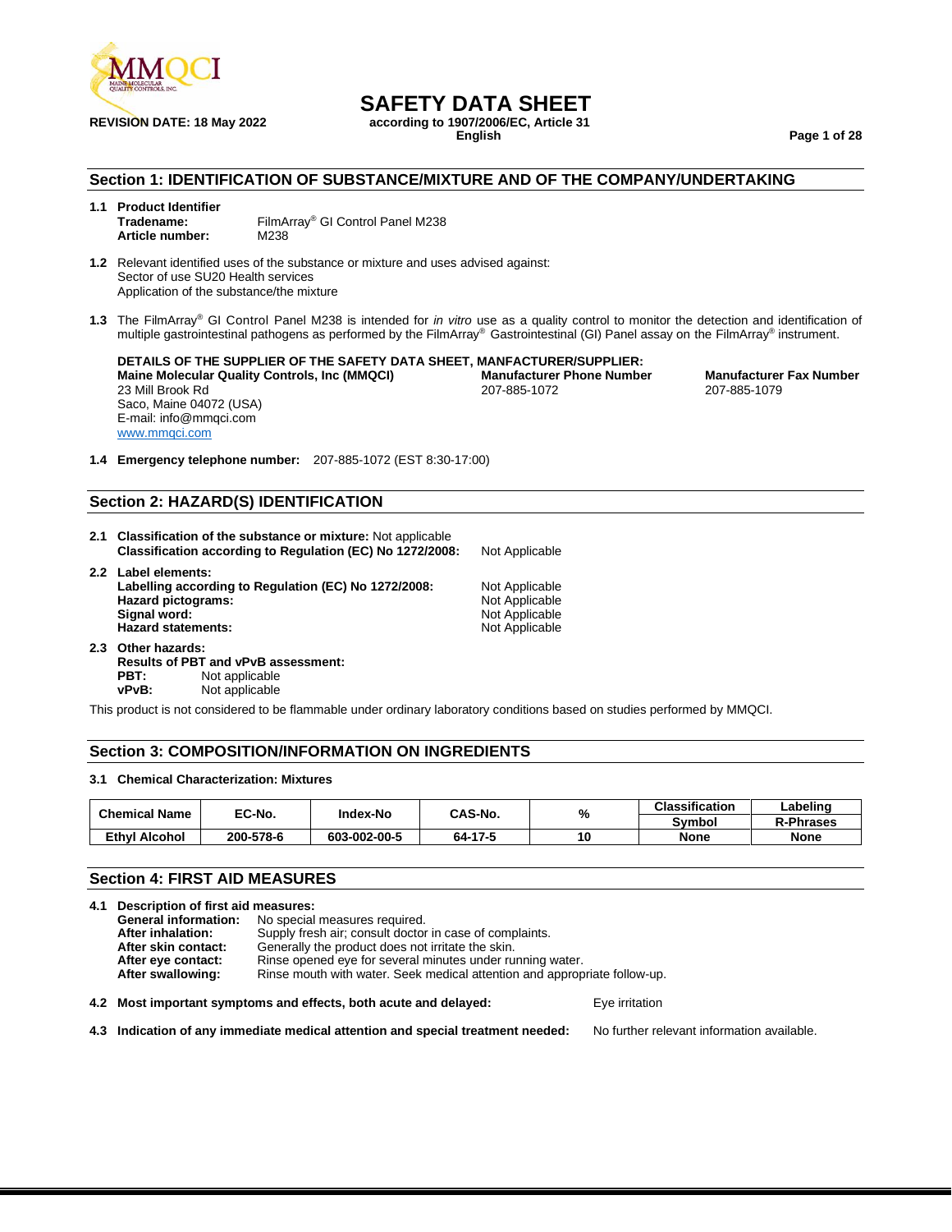# SAFETY DATA SHEET

**REVISION DATE: 18 May 2022**

**according to 1907/2006/EC, Article 31**
**English**

## Section 1: IDENTIFICATION OF SUBSTANCE/MIXTURE AND OF THE COMPANY/UNDERTAKING

**1.1 Product Identifier**
**Tradename:** FilmArray® GI Control Panel M238
**Article number:** M238

**1.2** Relevant identified uses of the substance or mixture and uses advised against:
Sector of use SU20 Health services
Application of the substance/the mixture

**1.3** The FilmArray® GI Control Panel M238 is intended for *in vitro* use as a quality control to monitor the detection and identification of multiple gastrointestinal pathogens as performed by the FilmArray® Gastrointestinal (GI) Panel assay on the FilmArray® instrument.

**DETAILS OF THE SUPPLIER OF THE SAFETY DATA SHEET, MANFACTURER/SUPPLIER:**

**Maine Molecular Quality Controls, Inc (MMQCI)**
23 Mill Brook Rd
Saco, Maine 04072 (USA)
E-mail: info@mmqci.com
www.mmqci.com

**Manufacturer Phone Number**
207-885-1072

**Manufacturer Fax Number**
207-885-1079

**1.4 Emergency telephone number:** 207-885-1072 (EST 8:30-17:00)

## Section 2: HAZARD(S) IDENTIFICATION

**2.1 Classification of the substance or mixture:** Not applicable
**Classification according to Regulation (EC) No 1272/2008:** Not Applicable

**2.2 Label elements:**
**Labelling according to Regulation (EC) No 1272/2008:** Not Applicable
**Hazard pictograms:** Not Applicable
**Signal word:** Not Applicable
**Hazard statements:** Not Applicable

**2.3 Other hazards:**
**Results of PBT and vPvB assessment:**
**PBT:** Not applicable
**vPvB:** Not applicable

This product is not considered to be flammable under ordinary laboratory conditions based on studies performed by MMQCI.

## Section 3: COMPOSITION/INFORMATION ON INGREDIENTS

**3.1 Chemical Characterization: Mixtures**

| Chemical Name | EC-No. | Index-No | CAS-No. | % | Classification Symbol | Labeling R-Phrases |
|---|---|---|---|---|---|---|
| **Ethyl Alcohol** | **200-578-6** | **603-002-00-5** | **64-17-5** | **10** | **None** | **None** |

## Section 4: FIRST AID MEASURES

**4.1 Description of first aid measures:**
**General information:** No special measures required.
**After inhalation:** Supply fresh air; consult doctor in case of complaints.
**After skin contact:** Generally the product does not irritate the skin.
**After eye contact:** Rinse opened eye for several minutes under running water.
**After swallowing:** Rinse mouth with water. Seek medical attention and appropriate follow-up.

**4.2 Most important symptoms and effects, both acute and delayed:** Eye irritation

**4.3 Indication of any immediate medical attention and special treatment needed:** No further relevant information available.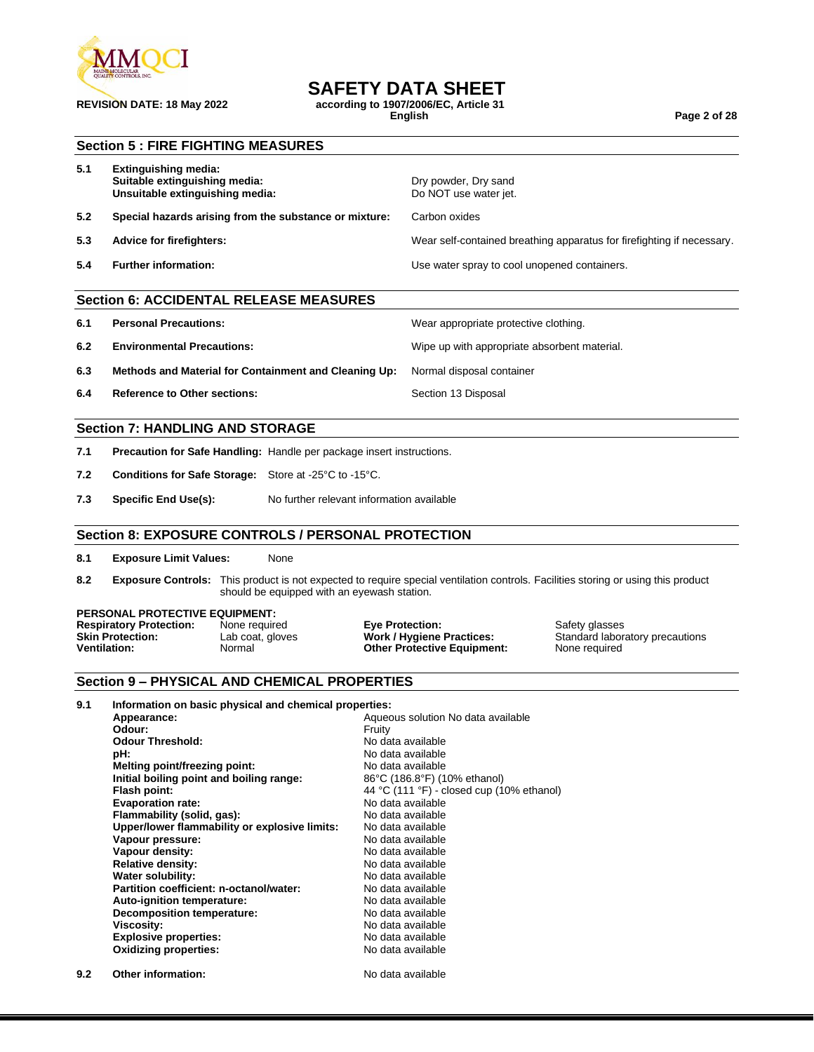## Section 5 : FIRE FIGHTING MEASURES

| | | |
|---|---|---|
| **5.1** | **Extinguishing media:** | |
| | **Suitable extinguishing media:** | Dry powder, Dry sand |
| | **Unsuitable extinguishing media:** | Do NOT use water jet. |
| **5.2** | **Special hazards arising from the substance or mixture:** | Carbon oxides |
| **5.3** | **Advice for firefighters:** | Wear self-contained breathing apparatus for firefighting if necessary. |
| **5.4** | **Further information:** | Use water spray to cool unopened containers. |

## Section 6: ACCIDENTAL RELEASE MEASURES

| | | |
|---|---|---|
| **6.1** | **Personal Precautions:** | Wear appropriate protective clothing. |
| **6.2** | **Environmental Precautions:** | Wipe up with appropriate absorbent material. |
| **6.3** | **Methods and Material for Containment and Cleaning Up:** | Normal disposal container |
| **6.4** | **Reference to Other sections:** | Section 13 Disposal |

## Section 7: HANDLING AND STORAGE

**7.1** **Precaution for Safe Handling:** Handle per package insert instructions.

**7.2** **Conditions for Safe Storage:** Store at -25°C to -15°C.

**7.3** **Specific End Use(s):** No further relevant information available

## Section 8: EXPOSURE CONTROLS / PERSONAL PROTECTION

**8.1** **Exposure Limit Values:** None

**8.2** **Exposure Controls:** This product is not expected to require special ventilation controls. Facilities storing or using this product should be equipped with an eyewash station.

**PERSONAL PROTECTIVE EQUIPMENT:**

| | | | |
|---|---|---|---|
| **Respiratory Protection:** | None required | **Eye Protection:** | Safety glasses |
| **Skin Protection:** | Lab coat, gloves | **Work / Hygiene Practices:** | Standard laboratory precautions |
| **Ventilation:** | Normal | **Other Protective Equipment:** | None required |

## Section 9 – PHYSICAL AND CHEMICAL PROPERTIES

**9.1** **Information on basic physical and chemical properties:**

| | |
|---|---|
| **Appearance:** | Aqueous solution No data available |
| **Odour:** | Fruity |
| **Odour Threshold:** | No data available |
| **pH:** | No data available |
| **Melting point/freezing point:** | No data available |
| **Initial boiling point and boiling range:** | 86°C (186.8°F) (10% ethanol) |
| **Flash point:** | 44 °C (111 °F) - closed cup (10% ethanol) |
| **Evaporation rate:** | No data available |
| **Flammability (solid, gas):** | No data available |
| **Upper/lower flammability or explosive limits:** | No data available |
| **Vapour pressure:** | No data available |
| **Vapour density:** | No data available |
| **Relative density:** | No data available |
| **Water solubility:** | No data available |
| **Partition coefficient: n-octanol/water:** | No data available |
| **Auto-ignition temperature:** | No data available |
| **Decomposition temperature:** | No data available |
| **Viscosity:** | No data available |
| **Explosive properties:** | No data available |
| **Oxidizing properties:** | No data available |

**9.2** **Other information:** No data available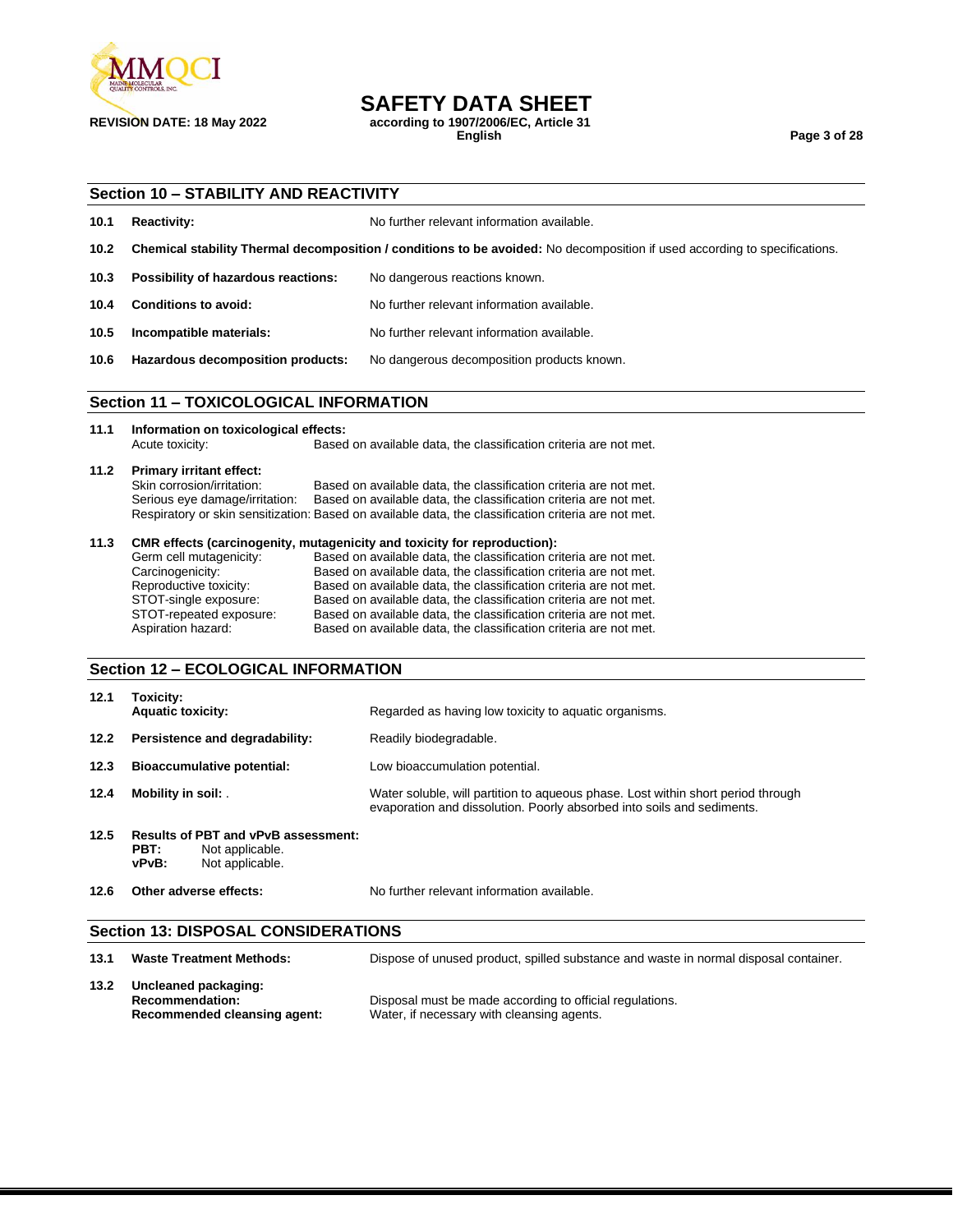## Section 10 – STABILITY AND REACTIVITY

**10.1 Reactivity:** No further relevant information available.

**10.2 Chemical stability Thermal decomposition / conditions to be avoided:** No decomposition if used according to specifications.

**10.3 Possibility of hazardous reactions:** No dangerous reactions known.

**10.4 Conditions to avoid:** No further relevant information available.

**10.5 Incompatible materials:** No further relevant information available.

**10.6 Hazardous decomposition products:** No dangerous decomposition products known.

## Section 11 – TOXICOLOGICAL INFORMATION

**11.1 Information on toxicological effects:**

Acute toxicity: Based on available data, the classification criteria are not met.

**11.2 Primary irritant effect:**

Skin corrosion/irritation: Based on available data, the classification criteria are not met.
Serious eye damage/irritation: Based on available data, the classification criteria are not met.
Respiratory or skin sensitization: Based on available data, the classification criteria are not met.

**11.3 CMR effects (carcinogenity, mutagenicity and toxicity for reproduction):**

Germ cell mutagenicity: Based on available data, the classification criteria are not met.
Carcinogenicity: Based on available data, the classification criteria are not met.
Reproductive toxicity: Based on available data, the classification criteria are not met.
STOT-single exposure: Based on available data, the classification criteria are not met.
STOT-repeated exposure: Based on available data, the classification criteria are not met.
Aspiration hazard: Based on available data, the classification criteria are not met.

## Section 12 – ECOLOGICAL INFORMATION

**12.1 Toxicity:**
**Aquatic toxicity:** Regarded as having low toxicity to aquatic organisms.

**12.2 Persistence and degradability:** Readily biodegradable.

**12.3 Bioaccumulative potential:** Low bioaccumulation potential.

**12.4 Mobility in soil:** . Water soluble, will partition to aqueous phase. Lost within short period through evaporation and dissolution. Poorly absorbed into soils and sediments.

**12.5 Results of PBT and vPvB assessment:**
**PBT:** Not applicable.
**vPvB:** Not applicable.

**12.6 Other adverse effects:** No further relevant information available.

## Section 13: DISPOSAL CONSIDERATIONS

**13.1 Waste Treatment Methods:** Dispose of unused product, spilled substance and waste in normal disposal container.

**13.2 Uncleaned packaging:**
**Recommendation:** Disposal must be made according to official regulations.
**Recommended cleansing agent:** Water, if necessary with cleansing agents.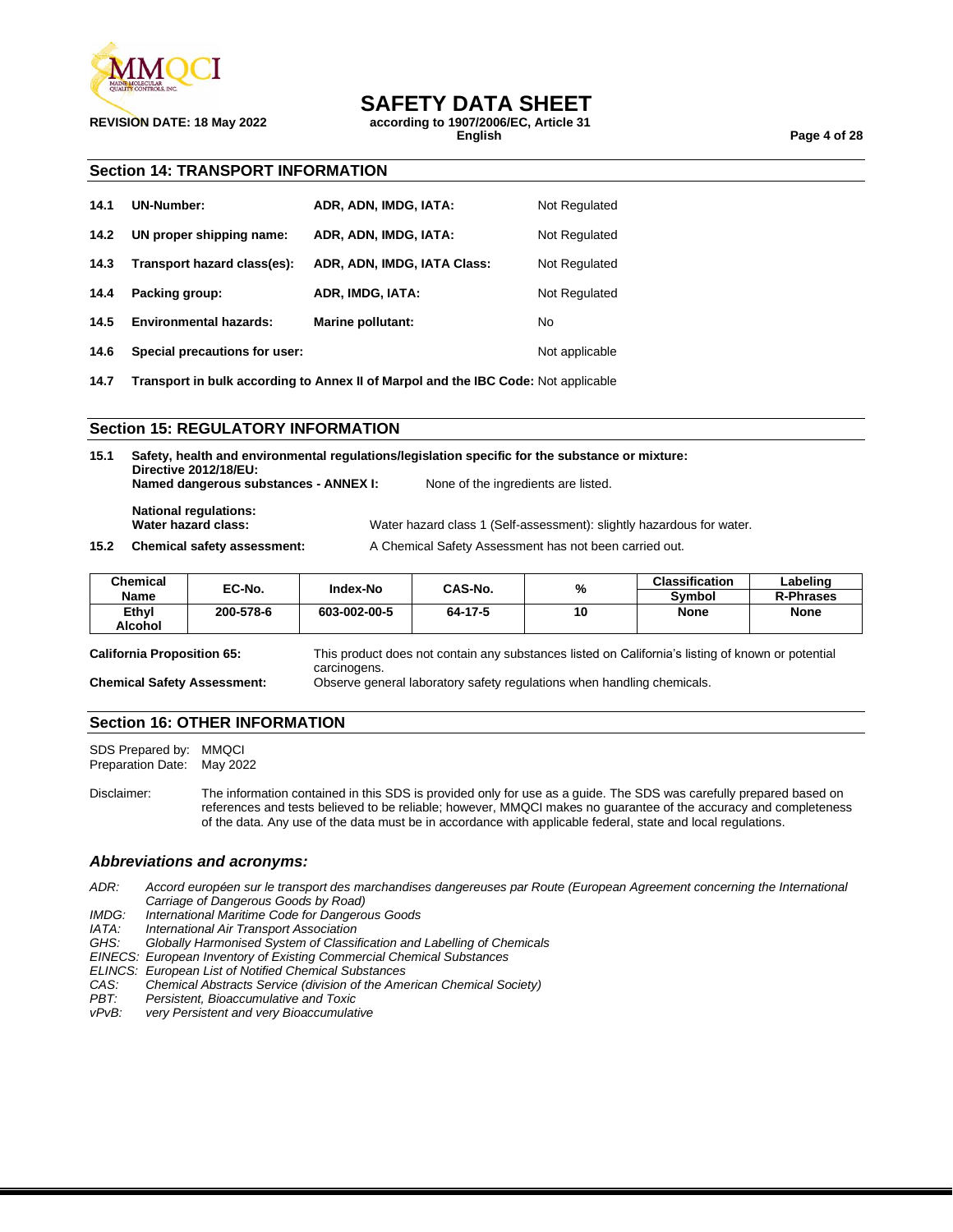## Section 14: TRANSPORT INFORMATION

| | | | |
|---|---|---|---|
| **14.1** | **UN-Number:** | **ADR, ADN, IMDG, IATA:** | Not Regulated |
| **14.2** | **UN proper shipping name:** | **ADR, ADN, IMDG, IATA:** | Not Regulated |
| **14.3** | **Transport hazard class(es):** | **ADR, ADN, IMDG, IATA Class:** | Not Regulated |
| **14.4** | **Packing group:** | **ADR, IMDG, IATA:** | Not Regulated |
| **14.5** | **Environmental hazards:** | **Marine pollutant:** | No |
| **14.6** | **Special precautions for user:** | | Not applicable |

**14.7** **Transport in bulk according to Annex II of Marpol and the IBC Code:** Not applicable

## Section 15: REGULATORY INFORMATION

**15.1** **Safety, health and environmental regulations/legislation specific for the substance or mixture:**
**Directive 2012/18/EU:**
**Named dangerous substances - ANNEX I:** None of the ingredients are listed.

**National regulations:**
**Water hazard class:** Water hazard class 1 (Self-assessment): slightly hazardous for water.

**15.2** **Chemical safety assessment:** A Chemical Safety Assessment has not been carried out.

| Chemical Name | EC-No. | Index-No | CAS-No. | % | Classification Symbol | Labeling R-Phrases |
|---|---|---|---|---|---|---|
| **Ethyl Alcohol** | **200-578-6** | **603-002-00-5** | **64-17-5** | **10** | **None** | **None** |

**California Proposition 65:** This product does not contain any substances listed on California's listing of known or potential carcinogens.

**Chemical Safety Assessment:** Observe general laboratory safety regulations when handling chemicals.

## Section 16: OTHER INFORMATION

SDS Prepared by: MMQCI
Preparation Date: May 2022

Disclaimer: The information contained in this SDS is provided only for use as a guide. The SDS was carefully prepared based on references and tests believed to be reliable; however, MMQCI makes no guarantee of the accuracy and completeness of the data. Any use of the data must be in accordance with applicable federal, state and local regulations.

### *Abbreviations and acronyms:*

*ADR: Accord européen sur le transport des marchandises dangereuses par Route (European Agreement concerning the International Carriage of Dangerous Goods by Road)*
*IMDG: International Maritime Code for Dangerous Goods*
*IATA: International Air Transport Association*
*GHS: Globally Harmonised System of Classification and Labelling of Chemicals*
*EINECS: European Inventory of Existing Commercial Chemical Substances*
*ELINCS: European List of Notified Chemical Substances*
*CAS: Chemical Abstracts Service (division of the American Chemical Society)*
*PBT: Persistent, Bioaccumulative and Toxic*
*vPvB: very Persistent and very Bioaccumulative*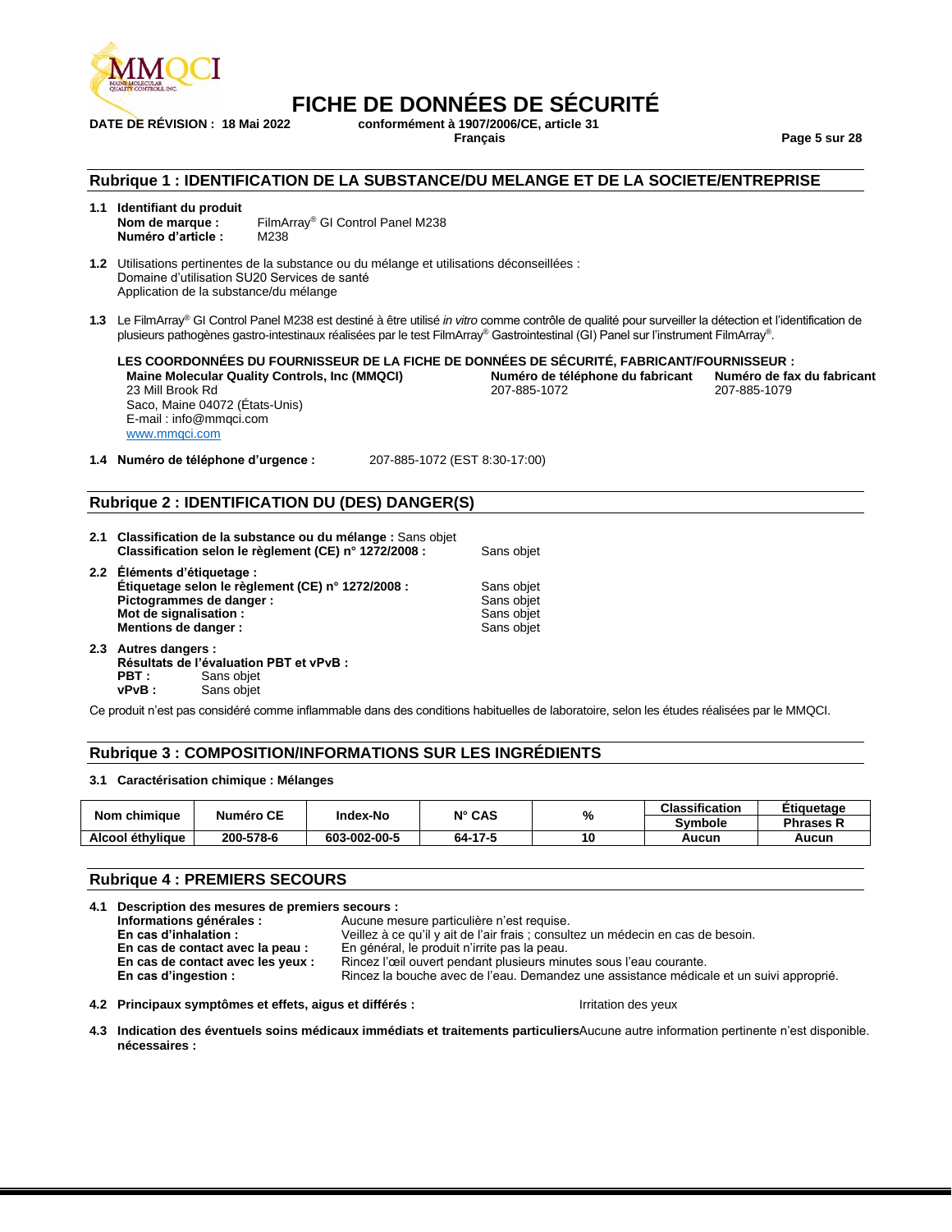# FICHE DE DONNÉES DE SÉCURITÉ

**DATE DE RÉVISION : 18 Mai 2022** **conformément à 1907/2006/CE, article 31**
**Français**

## Rubrique 1 : IDENTIFICATION DE LA SUBSTANCE/DU MELANGE ET DE LA SOCIETE/ENTREPRISE

**1.1 Identifiant du produit**
**Nom de marque :** FilmArray® GI Control Panel M238
**Numéro d'article :** M238

**1.2** Utilisations pertinentes de la substance ou du mélange et utilisations déconseillées :
Domaine d'utilisation SU20 Services de santé
Application de la substance/du mélange

**1.3** Le FilmArray® GI Control Panel M238 est destiné à être utilisé *in vitro* comme contrôle de qualité pour surveiller la détection et l'identification de plusieurs pathogènes gastro-intestinaux réalisées par le test FilmArray® Gastrointestinal (GI) Panel sur l'instrument FilmArray®.

**LES COORDONNÉES DU FOURNISSEUR DE LA FICHE DE DONNÉES DE SÉCURITÉ, FABRICANT/FOURNISSEUR :**

**Maine Molecular Quality Controls, Inc (MMQCI)**
23 Mill Brook Rd
Saco, Maine 04072 (États-Unis)
E-mail : info@mmqci.com
www.mmqci.com

**Numéro de téléphone du fabricant** 207-885-1072
**Numéro de fax du fabricant** 207-885-1079

**1.4 Numéro de téléphone d'urgence :** 207-885-1072 (EST 8:30-17:00)

## Rubrique 2 : IDENTIFICATION DU (DES) DANGER(S)

**2.1 Classification de la substance ou du mélange :** Sans objet
**Classification selon le règlement (CE) n° 1272/2008 :** Sans objet

**2.2 Éléments d'étiquetage :**
**Étiquetage selon le règlement (CE) n° 1272/2008 :** Sans objet
**Pictogrammes de danger :** Sans objet
**Mot de signalisation :** Sans objet
**Mentions de danger :** Sans objet

**2.3 Autres dangers :**
**Résultats de l'évaluation PBT et vPvB :**
**PBT :** Sans objet
**vPvB :** Sans objet

Ce produit n'est pas considéré comme inflammable dans des conditions habituelles de laboratoire, selon les études réalisées par le MMQCI.

## Rubrique 3 : COMPOSITION/INFORMATIONS SUR LES INGRÉDIENTS

**3.1 Caractérisation chimique : Mélanges**

| Nom chimique | Numéro CE | Index-No | N° CAS | % | Classification | Étiquetage |
|---|---|---|---|---|---|---|
| | | | | | Symbole | Phrases R |
| Alcool éthylique | 200-578-6 | 603-002-00-5 | 64-17-5 | 10 | Aucun | Aucun |

## Rubrique 4 : PREMIERS SECOURS

**4.1 Description des mesures de premiers secours :**
**Informations générales :** Aucune mesure particulière n'est requise.
**En cas d'inhalation :** Veillez à ce qu'il y ait de l'air frais ; consultez un médecin en cas de besoin.
**En cas de contact avec la peau :** En général, le produit n'irrite pas la peau.
**En cas de contact avec les yeux :** Rincez l'œil ouvert pendant plusieurs minutes sous l'eau courante.
**En cas d'ingestion :** Rincez la bouche avec de l'eau. Demandez une assistance médicale et un suivi approprié.

**4.2 Principaux symptômes et effets, aigus et différés :** Irritation des yeux

**4.3 Indication des éventuels soins médicaux immédiats et traitements particuliers nécessaires :** Aucune autre information pertinente n'est disponible.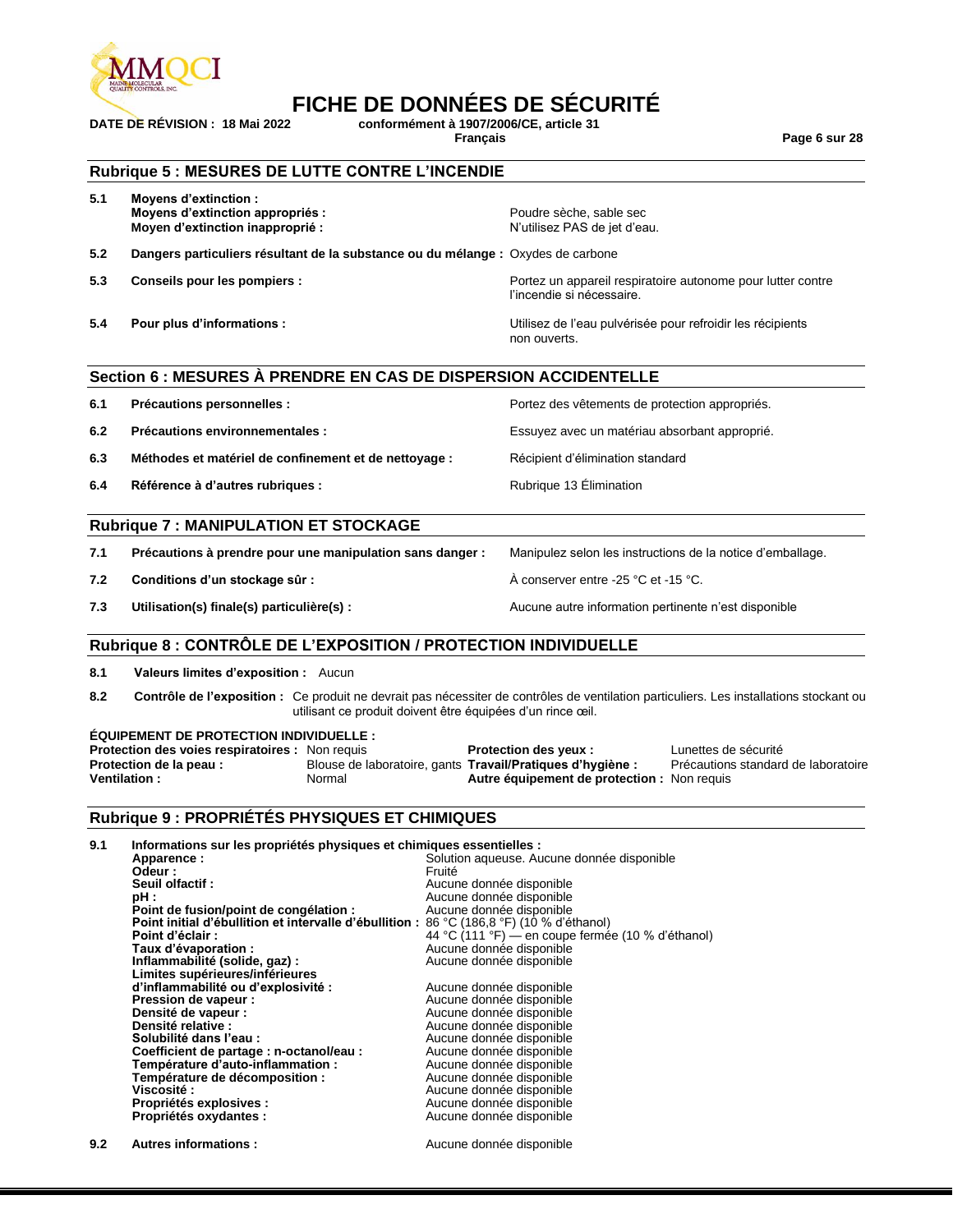## Rubrique 5 : MESURES DE LUTTE CONTRE L'INCENDIE

**5.1 Moyens d'extinction :**

**Moyens d'extinction appropriés :** Poudre sèche, sable sec

**Moyen d'extinction inapproprié :** N'utilisez PAS de jet d'eau.

**5.2 Dangers particuliers résultant de la substance ou du mélange :** Oxydes de carbone

**5.3 Conseils pour les pompiers :** Portez un appareil respiratoire autonome pour lutter contre l'incendie si nécessaire.

**5.4 Pour plus d'informations :** Utilisez de l'eau pulvérisée pour refroidir les récipients non ouverts.

## Section 6 : MESURES À PRENDRE EN CAS DE DISPERSION ACCIDENTELLE

**6.1 Précautions personnelles :** Portez des vêtements de protection appropriés.

**6.2 Précautions environnementales :** Essuyez avec un matériau absorbant approprié.

**6.3 Méthodes et matériel de confinement et de nettoyage :** Récipient d'élimination standard

**6.4 Référence à d'autres rubriques :** Rubrique 13 Élimination

## Rubrique 7 : MANIPULATION ET STOCKAGE

**7.1 Précautions à prendre pour une manipulation sans danger :** Manipulez selon les instructions de la notice d'emballage.

**7.2 Conditions d'un stockage sûr :** À conserver entre -25 °C et -15 °C.

**7.3 Utilisation(s) finale(s) particulière(s) :** Aucune autre information pertinente n'est disponible

## Rubrique 8 : CONTRÔLE DE L'EXPOSITION / PROTECTION INDIVIDUELLE

**8.1 Valeurs limites d'exposition :** Aucun

**8.2 Contrôle de l'exposition :** Ce produit ne devrait pas nécessiter de contrôles de ventilation particuliers. Les installations stockant ou utilisant ce produit doivent être équipées d'un rince œil.

**ÉQUIPEMENT DE PROTECTION INDIVIDUELLE :**

| | | | |
|---|---|---|---|
| **Protection des voies respiratoires :** | Non requis | **Protection des yeux :** | Lunettes de sécurité |
| **Protection de la peau :** | Blouse de laboratoire, gants | **Travail/Pratiques d'hygiène :** | Précautions standard de laboratoire |
| **Ventilation :** | Normal | **Autre équipement de protection :** | Non requis |

## Rubrique 9 : PROPRIÉTÉS PHYSIQUES ET CHIMIQUES

**9.1 Informations sur les propriétés physiques et chimiques essentielles :**

| | |
|---|---|
| **Apparence :** | Solution aqueuse. Aucune donnée disponible |
| **Odeur :** | Fruité |
| **Seuil olfactif :** | Aucune donnée disponible |
| **pH :** | Aucune donnée disponible |
| **Point de fusion/point de congélation :** | Aucune donnée disponible |
| **Point initial d'ébullition et intervalle d'ébullition :** | 86 °C (186,8 °F) (10 % d'éthanol) |
| **Point d'éclair :** | 44 °C (111 °F) — en coupe fermée (10 % d'éthanol) |
| **Taux d'évaporation :** | Aucune donnée disponible |
| **Inflammabilité (solide, gaz) :** | Aucune donnée disponible |
| **Limites supérieures/inférieures d'inflammabilité ou d'explosivité :** | Aucune donnée disponible |
| **Pression de vapeur :** | Aucune donnée disponible |
| **Densité de vapeur :** | Aucune donnée disponible |
| **Densité relative :** | Aucune donnée disponible |
| **Solubilité dans l'eau :** | Aucune donnée disponible |
| **Coefficient de partage : n-octanol/eau :** | Aucune donnée disponible |
| **Température d'auto-inflammation :** | Aucune donnée disponible |
| **Température de décomposition :** | Aucune donnée disponible |
| **Viscosité :** | Aucune donnée disponible |
| **Propriétés explosives :** | Aucune donnée disponible |
| **Propriétés oxydantes :** | Aucune donnée disponible |

**9.2 Autres informations :** Aucune donnée disponible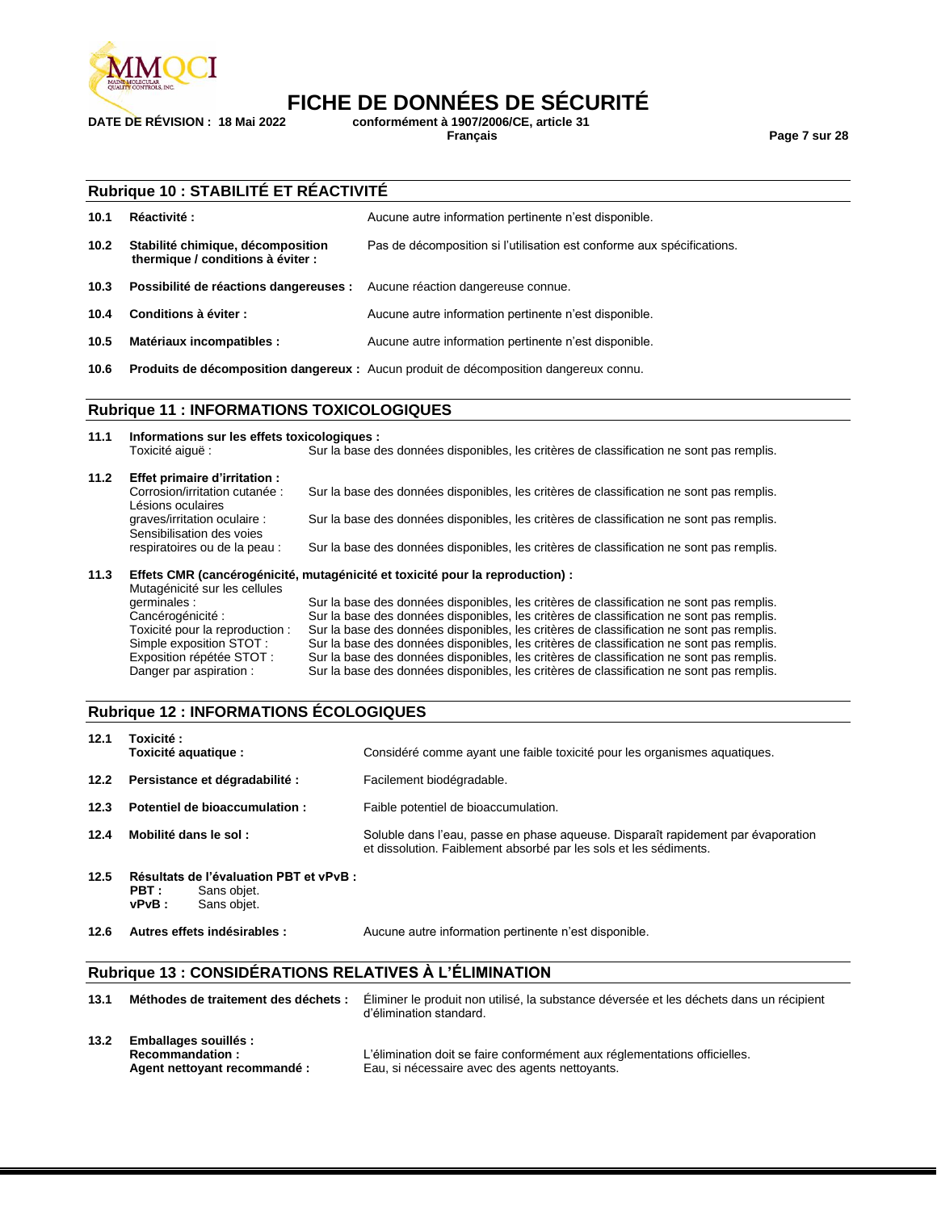## Rubrique 10 : STABILITÉ ET RÉACTIVITÉ

| | | |
|---|---|---|
| **10.1** | **Réactivité :** | Aucune autre information pertinente n'est disponible. |
| **10.2** | **Stabilité chimique, décomposition thermique / conditions à éviter :** | Pas de décomposition si l'utilisation est conforme aux spécifications. |
| **10.3** | **Possibilité de réactions dangereuses :** | Aucune réaction dangereuse connue. |
| **10.4** | **Conditions à éviter :** | Aucune autre information pertinente n'est disponible. |
| **10.5** | **Matériaux incompatibles :** | Aucune autre information pertinente n'est disponible. |
| **10.6** | **Produits de décomposition dangereux :** | Aucun produit de décomposition dangereux connu. |

## Rubrique 11 : INFORMATIONS TOXICOLOGIQUES

**11.1 Informations sur les effets toxicologiques :**

| | |
|---|---|
| Toxicité aiguë : | Sur la base des données disponibles, les critères de classification ne sont pas remplis. |

**11.2 Effet primaire d'irritation :**

| | |
|---|---|
| Corrosion/irritation cutanée : | Sur la base des données disponibles, les critères de classification ne sont pas remplis. |
| Lésions oculaires graves/irritation oculaire : | Sur la base des données disponibles, les critères de classification ne sont pas remplis. |
| Sensibilisation des voies respiratoires ou de la peau : | Sur la base des données disponibles, les critères de classification ne sont pas remplis. |

**11.3 Effets CMR (cancérogénicité, mutagénicité et toxicité pour la reproduction) :**

| | |
|---|---|
| Mutagénicité sur les cellules germinales : | Sur la base des données disponibles, les critères de classification ne sont pas remplis. |
| Cancérogénicité : | Sur la base des données disponibles, les critères de classification ne sont pas remplis. |
| Toxicité pour la reproduction : | Sur la base des données disponibles, les critères de classification ne sont pas remplis. |
| Simple exposition STOT : | Sur la base des données disponibles, les critères de classification ne sont pas remplis. |
| Exposition répétée STOT : | Sur la base des données disponibles, les critères de classification ne sont pas remplis. |
| Danger par aspiration : | Sur la base des données disponibles, les critères de classification ne sont pas remplis. |

## Rubrique 12 : INFORMATIONS ÉCOLOGIQUES

| | | |
|---|---|---|
| **12.1** | **Toxicité :** **Toxicité aquatique :** | Considéré comme ayant une faible toxicité pour les organismes aquatiques. |
| **12.2** | **Persistance et dégradabilité :** | Facilement biodégradable. |
| **12.3** | **Potentiel de bioaccumulation :** | Faible potentiel de bioaccumulation. |
| **12.4** | **Mobilité dans le sol :** | Soluble dans l'eau, passe en phase aqueuse. Disparaît rapidement par évaporation et dissolution. Faiblement absorbé par les sols et les sédiments. |

**12.5 Résultats de l'évaluation PBT et vPvB :**

**PBT :** Sans objet.
**vPvB :** Sans objet.

| | | |
|---|---|---|
| **12.6** | **Autres effets indésirables :** | Aucune autre information pertinente n'est disponible. |

## Rubrique 13 : CONSIDÉRATIONS RELATIVES À L'ÉLIMINATION

| | | |
|---|---|---|
| **13.1** | **Méthodes de traitement des déchets :** | Éliminer le produit non utilisé, la substance déversée et les déchets dans un récipient d'élimination standard. |

**13.2 Emballages souillés :**

| | |
|---|---|
| **Recommandation :** | L'élimination doit se faire conformément aux réglementations officielles. |
| **Agent nettoyant recommandé :** | Eau, si nécessaire avec des agents nettoyants. |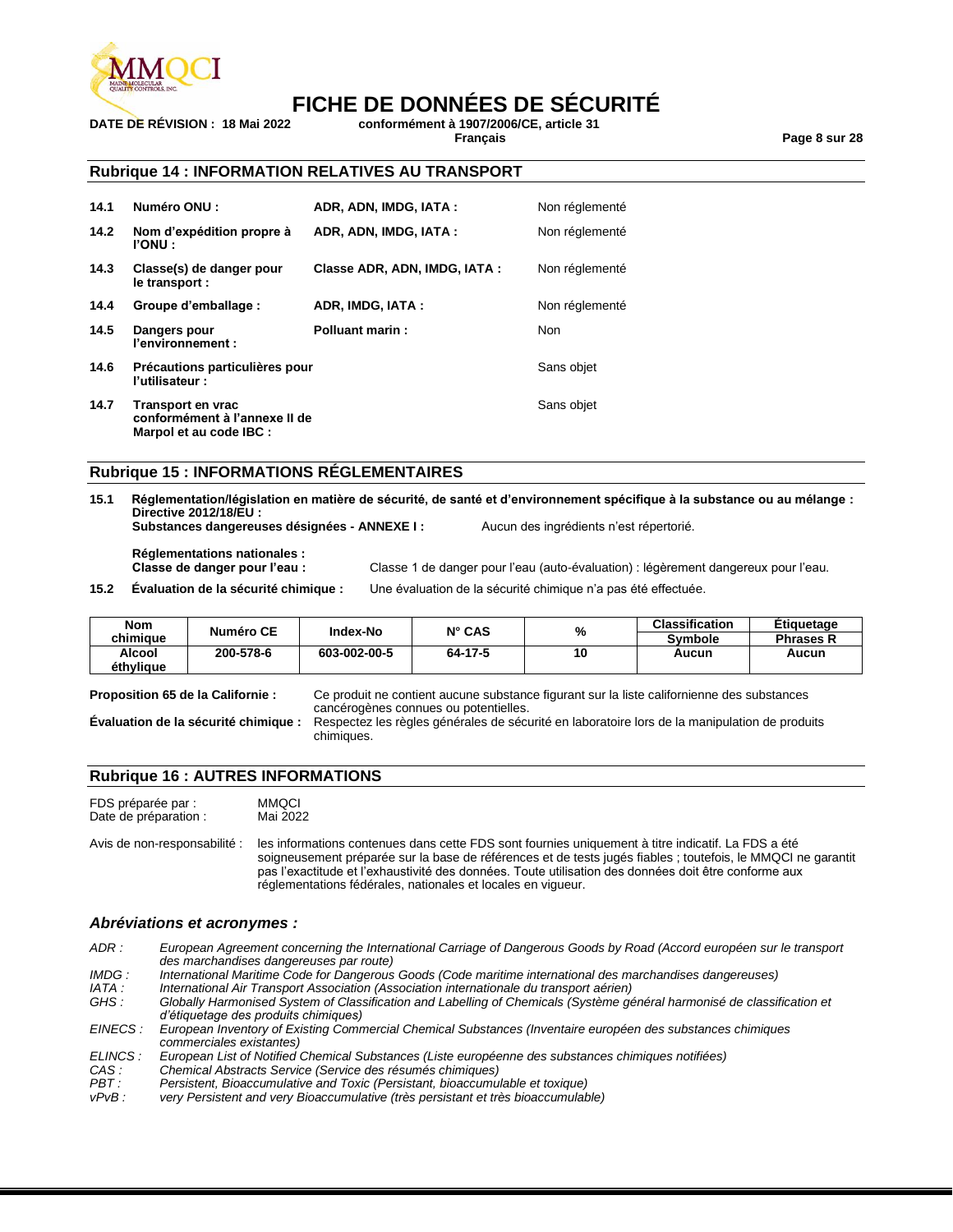## Rubrique 14 : INFORMATION RELATIVES AU TRANSPORT

| | | | |
|---|---|---|---|
| **14.1** | **Numéro ONU :** | **ADR, ADN, IMDG, IATA :** | Non réglementé |
| **14.2** | **Nom d'expédition propre à l'ONU :** | **ADR, ADN, IMDG, IATA :** | Non réglementé |
| **14.3** | **Classe(s) de danger pour le transport :** | **Classe ADR, ADN, IMDG, IATA :** | Non réglementé |
| **14.4** | **Groupe d'emballage :** | **ADR, IMDG, IATA :** | Non réglementé |
| **14.5** | **Dangers pour l'environnement :** | **Polluant marin :** | Non |
| **14.6** | **Précautions particulières pour l'utilisateur :** | | Sans objet |
| **14.7** | **Transport en vrac conformément à l'annexe II de Marpol et au code IBC :** | | Sans objet |

## Rubrique 15 : INFORMATIONS RÉGLEMENTAIRES

**15.1** **Réglementation/législation en matière de sécurité, de santé et d'environnement spécifique à la substance ou au mélange :**
**Directive 2012/18/EU :**
**Substances dangereuses désignées - ANNEXE I :** Aucun des ingrédients n'est répertorié.

**Réglementations nationales :**
**Classe de danger pour l'eau :** Classe 1 de danger pour l'eau (auto-évaluation) : légèrement dangereux pour l'eau.

**15.2** **Évaluation de la sécurité chimique :** Une évaluation de la sécurité chimique n'a pas été effectuée.

| Nom chimique | Numéro CE | Index-No | N° CAS | % | Classification Symbole | Étiquetage Phrases R |
|---|---|---|---|---|---|---|
| **Alcool éthylique** | **200-578-6** | **603-002-00-5** | **64-17-5** | **10** | **Aucun** | **Aucun** |

**Proposition 65 de la Californie :** Ce produit ne contient aucune substance figurant sur la liste californienne des substances cancérogènes connues ou potentielles.

**Évaluation de la sécurité chimique :** Respectez les règles générales de sécurité en laboratoire lors de la manipulation de produits chimiques.

## Rubrique 16 : AUTRES INFORMATIONS

FDS préparée par : MMQCI
Date de préparation : Mai 2022

Avis de non-responsabilité : les informations contenues dans cette FDS sont fournies uniquement à titre indicatif. La FDS a été soigneusement préparée sur la base de références et de tests jugés fiables ; toutefois, le MMQCI ne garantit pas l'exactitude et l'exhaustivité des données. Toute utilisation des données doit être conforme aux réglementations fédérales, nationales et locales en vigueur.

### *Abréviations et acronymes :*

*ADR :* *European Agreement concerning the International Carriage of Dangerous Goods by Road (Accord européen sur le transport des marchandises dangereuses par route)*
*IMDG :* *International Maritime Code for Dangerous Goods (Code maritime international des marchandises dangereuses)*
*IATA :* *International Air Transport Association (Association internationale du transport aérien)*
*GHS :* *Globally Harmonised System of Classification and Labelling of Chemicals (Système général harmonisé de classification et d'étiquetage des produits chimiques)*
*EINECS :* *European Inventory of Existing Commercial Chemical Substances (Inventaire européen des substances chimiques commerciales existantes)*
*ELINCS :* *European List of Notified Chemical Substances (Liste européenne des substances chimiques notifiées)*
*CAS :* *Chemical Abstracts Service (Service des résumés chimiques)*
*PBT :* *Persistent, Bioaccumulative and Toxic (Persistant, bioaccumulable et toxique)*
*vPvB :* *very Persistent and very Bioaccumulative (très persistant et très bioaccumulable)*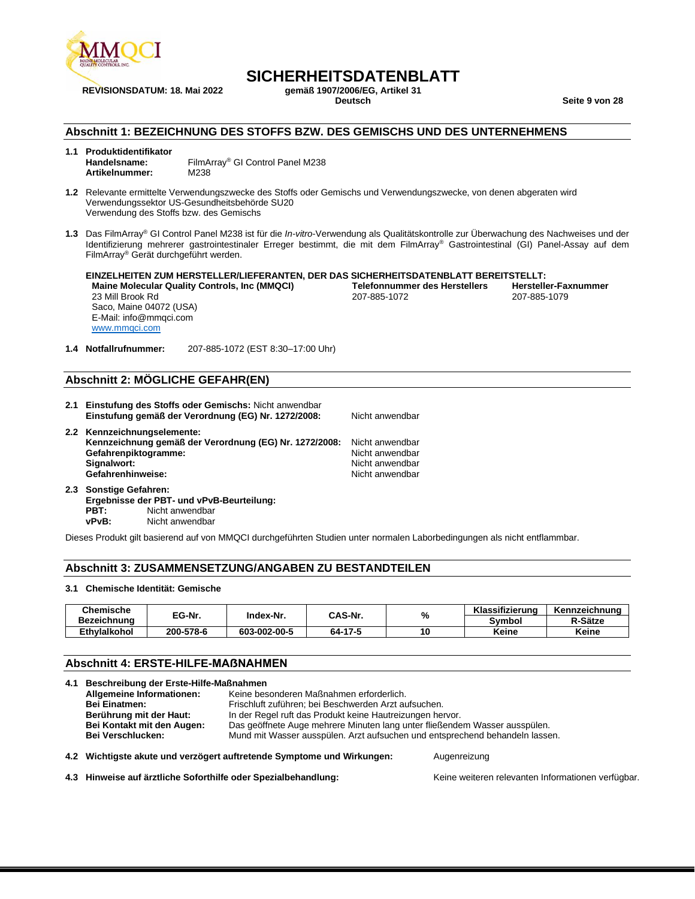# SICHERHEITSDATENBLATT

**REVISIONSDATUM: 18. Mai 2022**

**gemäß 1907/2006/EG, Artikel 31**
**Deutsch**

## Abschnitt 1: BEZEICHNUNG DES STOFFS BZW. DES GEMISCHS UND DES UNTERNEHMENS

**1.1 Produktidentifikator**
**Handelsname:** FilmArray® GI Control Panel M238
**Artikelnummer:** M238

**1.2** Relevante ermittelte Verwendungszwecke des Stoffs oder Gemischs und Verwendungszwecke, von denen abgeraten wird
Verwendungssektor US-Gesundheitsbehörde SU20
Verwendung des Stoffs bzw. des Gemischs

**1.3** Das FilmArray® GI Control Panel M238 ist für die *In-vitro*-Verwendung als Qualitätskontrolle zur Überwachung des Nachweises und der Identifizierung mehrerer gastrointestinaler Erreger bestimmt, die mit dem FilmArray® Gastrointestinal (GI) Panel-Assay auf dem FilmArray® Gerät durchgeführt werden.

**EINZELHEITEN ZUM HERSTELLER/LIEFERANTEN, DER DAS SICHERHEITSDATENBLATT BEREITSTELLT:**

**Maine Molecular Quality Controls, Inc (MMQCI)**
23 Mill Brook Rd
Saco, Maine 04072 (USA)
E-Mail: info@mmqci.com
www.mmqci.com

**Telefonnummer des Herstellers**
207-885-1072

**Hersteller-Faxnummer**
207-885-1079

**1.4 Notfallrufnummer:** 207-885-1072 (EST 8:30–17:00 Uhr)

## Abschnitt 2: MÖGLICHE GEFAHR(EN)

**2.1 Einstufung des Stoffs oder Gemischs:** Nicht anwendbar
**Einstufung gemäß der Verordnung (EG) Nr. 1272/2008:** Nicht anwendbar

**2.2 Kennzeichnungselemente:**
**Kennzeichnung gemäß der Verordnung (EG) Nr. 1272/2008:** Nicht anwendbar
**Gefahrenpiktogramme:** Nicht anwendbar
**Signalwort:** Nicht anwendbar
**Gefahrenhinweise:** Nicht anwendbar

**2.3 Sonstige Gefahren:**
**Ergebnisse der PBT- und vPvB-Beurteilung:**
**PBT:** Nicht anwendbar
**vPvB:** Nicht anwendbar

Dieses Produkt gilt basierend auf von MMQCI durchgeführten Studien unter normalen Laborbedingungen als nicht entflammbar.

## Abschnitt 3: ZUSAMMENSETZUNG/ANGABEN ZU BESTANDTEILEN

**3.1 Chemische Identität: Gemische**

| Chemische Bezeichnung | EG-Nr. | Index-Nr. | CAS-Nr. | % | Klassifizierung Symbol | Kennzeichnung R-Sätze |
|---|---|---|---|---|---|---|
| Ethylalkohol | 200-578-6 | 603-002-00-5 | 64-17-5 | 10 | Keine | Keine |

## Abschnitt 4: ERSTE-HILFE-MAßNAHMEN

**4.1 Beschreibung der Erste-Hilfe-Maßnahmen**
**Allgemeine Informationen:** Keine besonderen Maßnahmen erforderlich.
**Bei Einatmen:** Frischluft zuführen; bei Beschwerden Arzt aufsuchen.
**Berührung mit der Haut:** In der Regel ruft das Produkt keine Hautreizungen hervor.
**Bei Kontakt mit den Augen:** Das geöffnete Auge mehrere Minuten lang unter fließendem Wasser ausspülen.
**Bei Verschlucken:** Mund mit Wasser ausspülen. Arzt aufsuchen und entsprechend behandeln lassen.

**4.2 Wichtigste akute und verzögert auftretende Symptome und Wirkungen:** Augenreizung

**4.3 Hinweise auf ärztliche Soforthilfe oder Spezialbehandlung:** Keine weiteren relevanten Informationen verfügbar.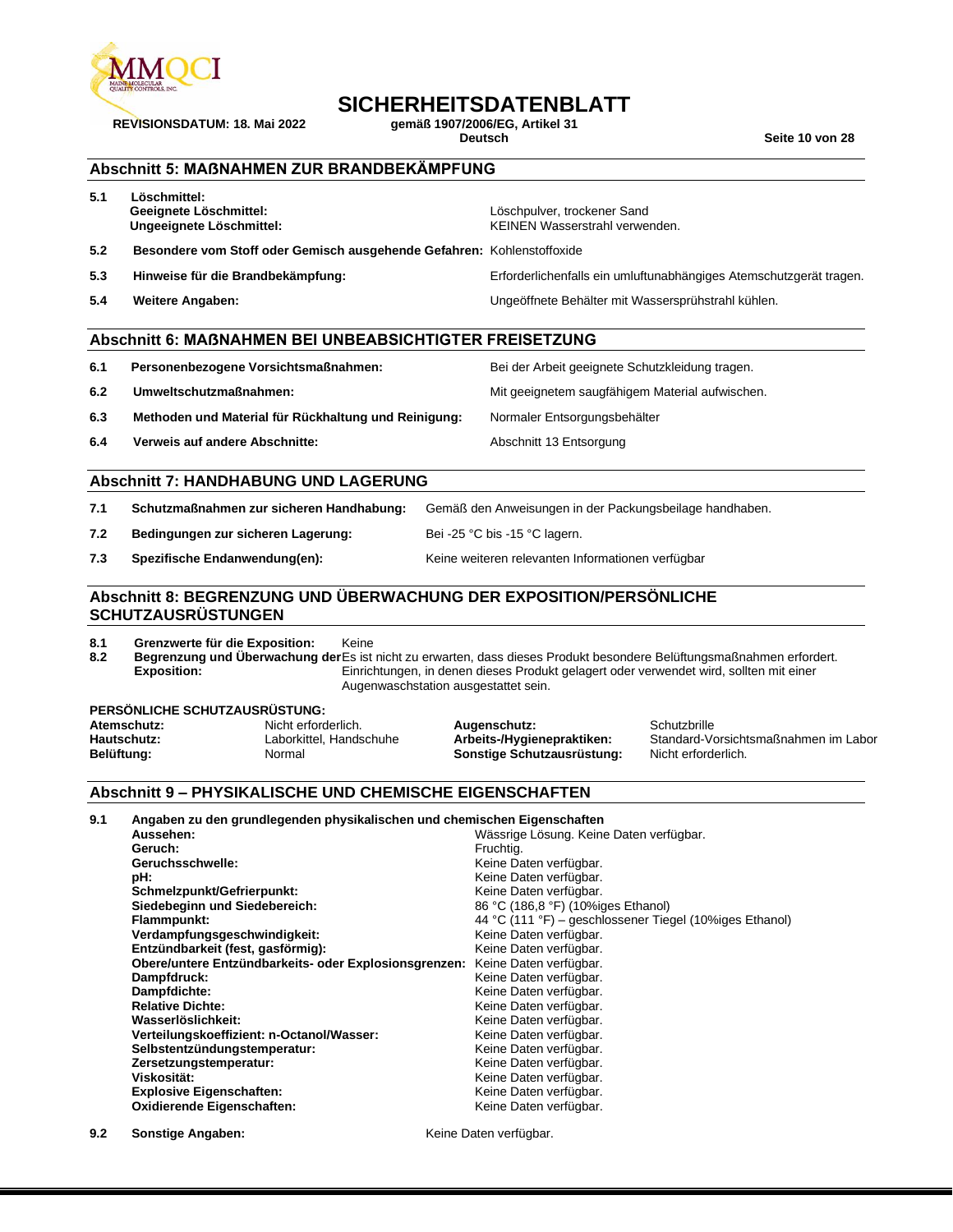## Abschnitt 5: MAßNAHMEN ZUR BRANDBEKÄMPFUNG

| | | |
|---|---|---|
| 5.1 | **Löschmittel:** | |
| | **Geeignete Löschmittel:** | Löschpulver, trockener Sand |
| | **Ungeeignete Löschmittel:** | KEINEN Wasserstrahl verwenden. |
| 5.2 | **Besondere vom Stoff oder Gemisch ausgehende Gefahren:** | Kohlenstoffoxide |
| 5.3 | **Hinweise für die Brandbekämpfung:** | Erforderlichenfalls ein umluftunabhängiges Atemschutzgerät tragen. |
| 5.4 | **Weitere Angaben:** | Ungeöffnete Behälter mit Wassersprühstrahl kühlen. |

## Abschnitt 6: MAßNAHMEN BEI UNBEABSICHTIGTER FREISETZUNG

| | | |
|---|---|---|
| 6.1 | **Personenbezogene Vorsichtsmaßnahmen:** | Bei der Arbeit geeignete Schutzkleidung tragen. |
| 6.2 | **Umweltschutzmaßnahmen:** | Mit geeignetem saugfähigem Material aufwischen. |
| 6.3 | **Methoden und Material für Rückhaltung und Reinigung:** | Normaler Entsorgungsbehälter |
| 6.4 | **Verweis auf andere Abschnitte:** | Abschnitt 13 Entsorgung |

## Abschnitt 7: HANDHABUNG UND LAGERUNG

| | | |
|---|---|---|
| 7.1 | **Schutzmaßnahmen zur sicheren Handhabung:** | Gemäß den Anweisungen in der Packungsbeilage handhaben. |
| 7.2 | **Bedingungen zur sicheren Lagerung:** | Bei -25 °C bis -15 °C lagern. |
| 7.3 | **Spezifische Endanwendung(en):** | Keine weiteren relevanten Informationen verfügbar |

## Abschnitt 8: BEGRENZUNG UND ÜBERWACHUNG DER EXPOSITION/PERSÖNLICHE SCHUTZAUSRÜSTUNGEN

| | | |
|---|---|---|
| 8.1 | **Grenzwerte für die Exposition:** | Keine |
| 8.2 | **Begrenzung und Überwachung der Exposition:** | Es ist nicht zu erwarten, dass dieses Produkt besondere Belüftungsmaßnahmen erfordert. Einrichtungen, in denen dieses Produkt gelagert oder verwendet wird, sollten mit einer Augenwaschstation ausgestattet sein. |

**PERSÖNLICHE SCHUTZAUSRÜSTUNG:**

| | | | |
|---|---|---|---|
| **Atemschutz:** | Nicht erforderlich. | **Augenschutz:** | Schutzbrille |
| **Hautschutz:** | Laborkittel, Handschuhe | **Arbeits-/Hygienepraktiken:** | Standard-Vorsichtsmaßnahmen im Labor |
| **Belüftung:** | Normal | **Sonstige Schutzausrüstung:** | Nicht erforderlich. |

## Abschnitt 9 – PHYSIKALISCHE UND CHEMISCHE EIGENSCHAFTEN

**9.1 Angaben zu den grundlegenden physikalischen und chemischen Eigenschaften**

| | |
|---|---|
| **Aussehen:** | Wässrige Lösung. Keine Daten verfügbar. |
| **Geruch:** | Fruchtig. |
| **Geruchsschwelle:** | Keine Daten verfügbar. |
| **pH:** | Keine Daten verfügbar. |
| **Schmelzpunkt/Gefrierpunkt:** | Keine Daten verfügbar. |
| **Siedebeginn und Siedebereich:** | 86 °C (186,8 °F) (10%iges Ethanol) |
| **Flammpunkt:** | 44 °C (111 °F) – geschlossener Tiegel (10%iges Ethanol) |
| **Verdampfungsgeschwindigkeit:** | Keine Daten verfügbar. |
| **Entzündbarkeit (fest, gasförmig):** | Keine Daten verfügbar. |
| **Obere/untere Entzündbarkeits- oder Explosionsgrenzen:** | Keine Daten verfügbar. |
| **Dampfdruck:** | Keine Daten verfügbar. |
| **Dampfdichte:** | Keine Daten verfügbar. |
| **Relative Dichte:** | Keine Daten verfügbar. |
| **Wasserlöslichkeit:** | Keine Daten verfügbar. |
| **Verteilungskoeffizient: n-Octanol/Wasser:** | Keine Daten verfügbar. |
| **Selbstentzündungstemperatur:** | Keine Daten verfügbar. |
| **Zersetzungstemperatur:** | Keine Daten verfügbar. |
| **Viskosität:** | Keine Daten verfügbar. |
| **Explosive Eigenschaften:** | Keine Daten verfügbar. |
| **Oxidierende Eigenschaften:** | Keine Daten verfügbar. |

**9.2 Sonstige Angaben:** Keine Daten verfügbar.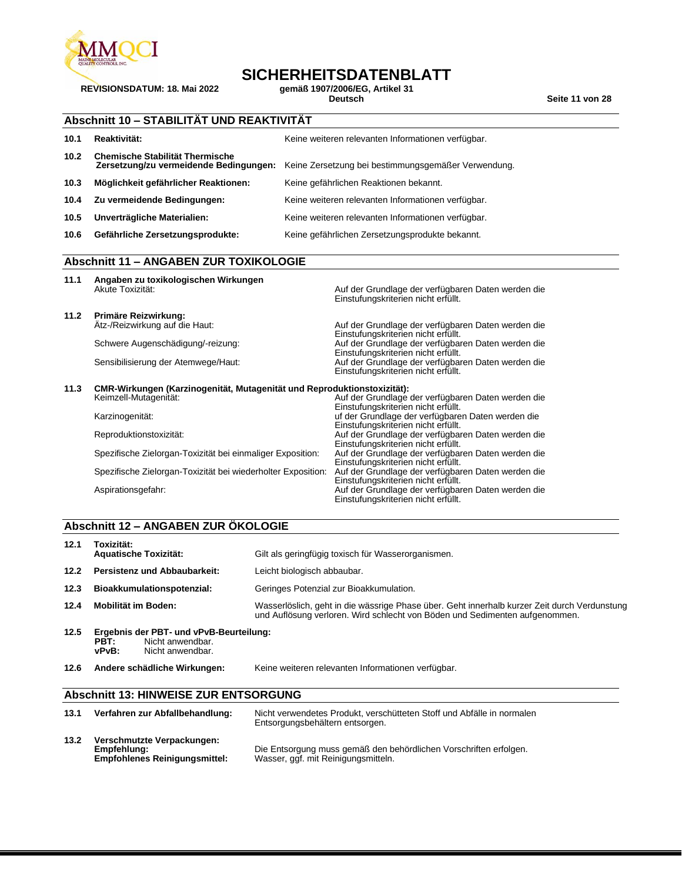## Abschnitt 10 – STABILITÄT UND REAKTIVITÄT

| | | |
|---|---|---|
| **10.1** | **Reaktivität:** | Keine weiteren relevanten Informationen verfügbar. |
| **10.2** | **Chemische Stabilität Thermische Zersetzung/zu vermeidende Bedingungen:** | Keine Zersetzung bei bestimmungsgemäßer Verwendung. |
| **10.3** | **Möglichkeit gefährlicher Reaktionen:** | Keine gefährlichen Reaktionen bekannt. |
| **10.4** | **Zu vermeidende Bedingungen:** | Keine weiteren relevanten Informationen verfügbar. |
| **10.5** | **Unverträgliche Materialien:** | Keine weiteren relevanten Informationen verfügbar. |
| **10.6** | **Gefährliche Zersetzungsprodukte:** | Keine gefährlichen Zersetzungsprodukte bekannt. |

## Abschnitt 11 – ANGABEN ZUR TOXIKOLOGIE

**11.1 Angaben zu toxikologischen Wirkungen**

| | |
|---|---|
| Akute Toxizität: | Auf der Grundlage der verfügbaren Daten werden die Einstufungskriterien nicht erfüllt. |

**11.2 Primäre Reizwirkung:**

| | |
|---|---|
| Ätz-/Reizwirkung auf die Haut: | Auf der Grundlage der verfügbaren Daten werden die Einstufungskriterien nicht erfüllt. |
| Schwere Augenschädigung/-reizung: | Auf der Grundlage der verfügbaren Daten werden die Einstufungskriterien nicht erfüllt. |
| Sensibilisierung der Atemwege/Haut: | Auf der Grundlage der verfügbaren Daten werden die Einstufungskriterien nicht erfüllt. |

**11.3 CMR-Wirkungen (Karzinogenität, Mutagenität und Reproduktionstoxizität):**

| | |
|---|---|
| Keimzell-Mutagenität: | Auf der Grundlage der verfügbaren Daten werden die Einstufungskriterien nicht erfüllt. |
| Karzinogenität: | uf der Grundlage der verfügbaren Daten werden die Einstufungskriterien nicht erfüllt. |
| Reproduktionstoxizität: | Auf der Grundlage der verfügbaren Daten werden die Einstufungskriterien nicht erfüllt. |
| Spezifische Zielorgan-Toxizität bei einmaliger Exposition: | Auf der Grundlage der verfügbaren Daten werden die Einstufungskriterien nicht erfüllt. |
| Spezifische Zielorgan-Toxizität bei wiederholter Exposition: | Auf der Grundlage der verfügbaren Daten werden die Einstufungskriterien nicht erfüllt. |
| Aspirationsgefahr: | Auf der Grundlage der verfügbaren Daten werden die Einstufungskriterien nicht erfüllt. |

## Abschnitt 12 – ANGABEN ZUR ÖKOLOGIE

| | | |
|---|---|---|
| **12.1** | **Toxizität:** **Aquatische Toxizität:** | Gilt als geringfügig toxisch für Wasserorganismen. |
| **12.2** | **Persistenz und Abbaubarkeit:** | Leicht biologisch abbaubar. |
| **12.3** | **Bioakkumulationspotenzial:** | Geringes Potenzial zur Bioakkumulation. |
| **12.4** | **Mobilität im Boden:** | Wasserlöslich, geht in die wässrige Phase über. Geht innerhalb kurzer Zeit durch Verdunstung und Auflösung verloren. Wird schlecht von Böden und Sedimenten aufgenommen. |

**12.5 Ergebnis der PBT- und vPvB-Beurteilung:**
**PBT:** Nicht anwendbar.
**vPvB:** Nicht anwendbar.

**12.6 Andere schädliche Wirkungen:** Keine weiteren relevanten Informationen verfügbar.

## Abschnitt 13: HINWEISE ZUR ENTSORGUNG

| | | |
|---|---|---|
| **13.1** | **Verfahren zur Abfallbehandlung:** | Nicht verwendetes Produkt, verschütteten Stoff und Abfälle in normalen Entsorgungsbehältern entsorgen. |
| **13.2** | **Verschmutzte Verpackungen:** **Empfehlung:** | Die Entsorgung muss gemäß den behördlichen Vorschriften erfolgen. |
| | **Empfohlenes Reinigungsmittel:** | Wasser, ggf. mit Reinigungsmitteln. |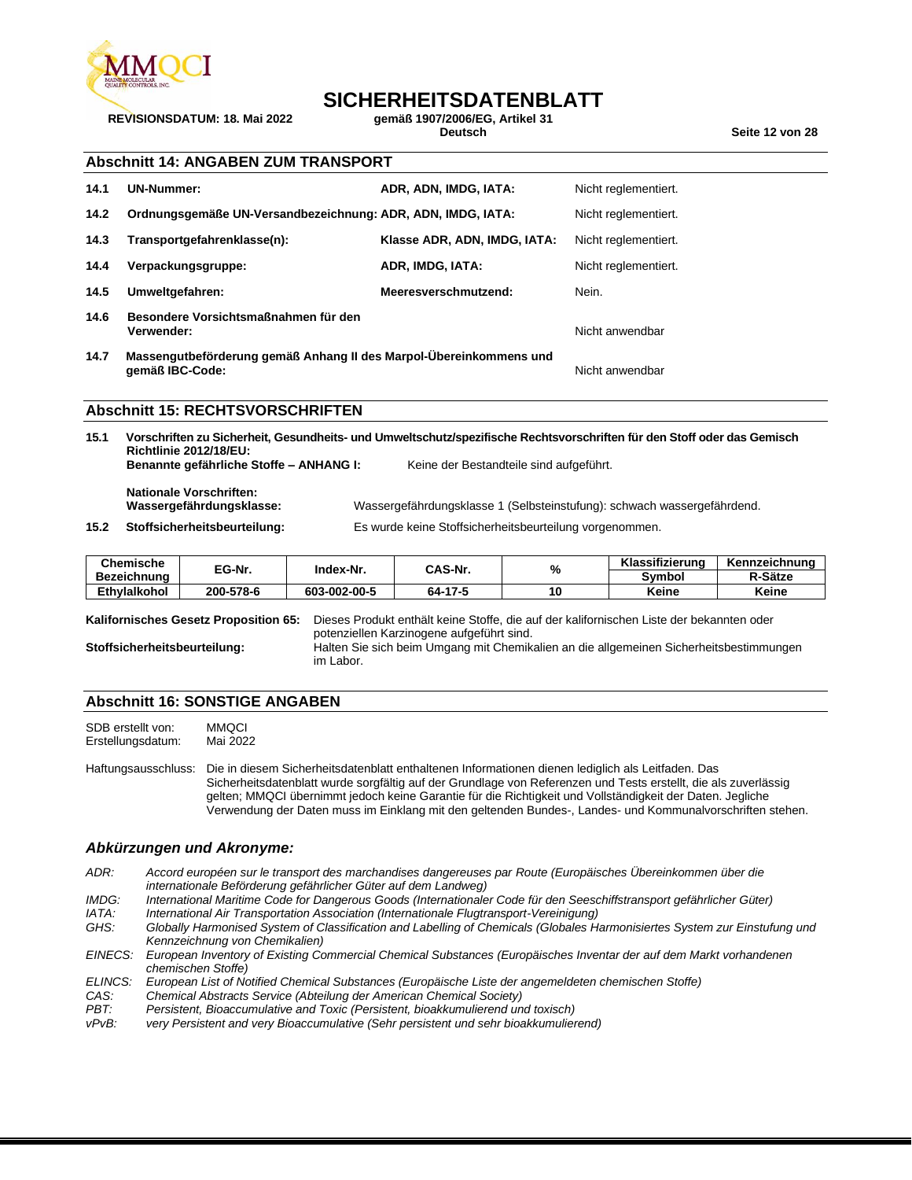## Abschnitt 14: ANGABEN ZUM TRANSPORT

| | | | |
|---|---|---|---|
| **14.1** | **UN-Nummer:** | **ADR, ADN, IMDG, IATA:** | Nicht reglementiert. |
| **14.2** | **Ordnungsgemäße UN-Versandbezeichnung:** | **ADR, ADN, IMDG, IATA:** | Nicht reglementiert. |
| **14.3** | **Transportgefahrenklasse(n):** | **Klasse ADR, ADN, IMDG, IATA:** | Nicht reglementiert. |
| **14.4** | **Verpackungsgruppe:** | **ADR, IMDG, IATA:** | Nicht reglementiert. |
| **14.5** | **Umweltgefahren:** | **Meeresverschmutzend:** | Nein. |
| **14.6** | **Besondere Vorsichtsmaßnahmen für den Verwender:** | | Nicht anwendbar |
| **14.7** | **Massengutbeförderung gemäß Anhang II des Marpol-Übereinkommens und gemäß IBC-Code:** | | Nicht anwendbar |

## Abschnitt 15: RECHTSVORSCHRIFTEN

**15.1 Vorschriften zu Sicherheit, Gesundheits- und Umweltschutz/spezifische Rechtsvorschriften für den Stoff oder das Gemisch**
**Richtlinie 2012/18/EU:**
**Benannte gefährliche Stoffe – ANHANG I:** Keine der Bestandteile sind aufgeführt.

**Nationale Vorschriften:**
**Wassergefährdungsklasse:** Wassergefährdungsklasse 1 (Selbsteinstufung): schwach wassergefährdend.

**15.2 Stoffsicherheitsbeurteilung:** Es wurde keine Stoffsicherheitsbeurteilung vorgenommen.

| Chemische Bezeichnung | EG-Nr. | Index-Nr. | CAS-Nr. | % | Klassifizierung | Kennzeichnung |
|---|---|---|---|---|---|---|
| | | | | | Symbol | R-Sätze |
| Ethylalkohol | 200-578-6 | 603-002-00-5 | 64-17-5 | 10 | Keine | Keine |

**Kalifornisches Gesetz Proposition 65:** Dieses Produkt enthält keine Stoffe, die auf der kalifornischen Liste der bekannten oder potenziellen Karzinogene aufgeführt sind.

**Stoffsicherheitsbeurteilung:** Halten Sie sich beim Umgang mit Chemikalien an die allgemeinen Sicherheitsbestimmungen im Labor.

## Abschnitt 16: SONSTIGE ANGABEN

SDB erstellt von: MMQCI
Erstellungsdatum: Mai 2022

Haftungsausschluss: Die in diesem Sicherheitsdatenblatt enthaltenen Informationen dienen lediglich als Leitfaden. Das Sicherheitsdatenblatt wurde sorgfältig auf der Grundlage von Referenzen und Tests erstellt, die als zuverlässig gelten; MMQCI übernimmt jedoch keine Garantie für die Richtigkeit und Vollständigkeit der Daten. Jegliche Verwendung der Daten muss im Einklang mit den geltenden Bundes-, Landes- und Kommunalvorschriften stehen.

### *Abkürzungen und Akronyme:*

*ADR:* *Accord européen sur le transport des marchandises dangereuses par Route (Europäisches Übereinkommen über die internationale Beförderung gefährlicher Güter auf dem Landweg)*
*IMDG:* *International Maritime Code for Dangerous Goods (Internationaler Code für den Seeschiffstransport gefährlicher Güter)*
*IATA:* *International Air Transportation Association (Internationale Flugtransport-Vereinigung)*
*GHS:* *Globally Harmonised System of Classification and Labelling of Chemicals (Globales Harmonisiertes System zur Einstufung und Kennzeichnung von Chemikalien)*
*EINECS:* *European Inventory of Existing Commercial Chemical Substances (Europäisches Inventar der auf dem Markt vorhandenen chemischen Stoffe)*
*ELINCS:* *European List of Notified Chemical Substances (Europäische Liste der angemeldeten chemischen Stoffe)*
*CAS:* *Chemical Abstracts Service (Abteilung der American Chemical Society)*
*PBT:* *Persistent, Bioaccumulative and Toxic (Persistent, bioakkumulierend und toxisch)*
*vPvB:* *very Persistent and very Bioaccumulative (Sehr persistent und sehr bioakkumulierend)*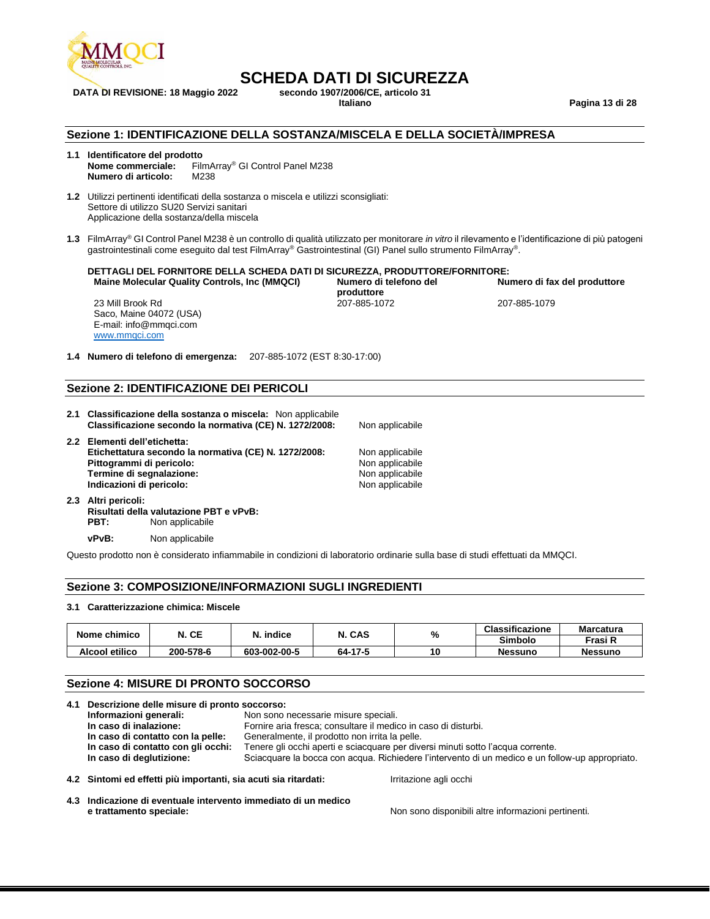# SCHEDA DATI DI SICUREZZA

**DATA DI REVISIONE: 18 Maggio 2022** **secondo 1907/2006/CE, articolo 31**
**Italiano**

## Sezione 1: IDENTIFICAZIONE DELLA SOSTANZA/MISCELA E DELLA SOCIETÀ/IMPRESA

**1.1 Identificatore del prodotto**
**Nome commerciale:** FilmArray® GI Control Panel M238
**Numero di articolo:** M238

**1.2** Utilizzi pertinenti identificati della sostanza o miscela e utilizzi sconsigliati:
Settore di utilizzo SU20 Servizi sanitari
Applicazione della sostanza/della miscela

**1.3** FilmArray® GI Control Panel M238 è un controllo di qualità utilizzato per monitorare *in vitro* il rilevamento e l'identificazione di più patogeni gastrointestinali come eseguito dal test FilmArray® Gastrointestinal (GI) Panel sullo strumento FilmArray®.

**DETTAGLI DEL FORNITORE DELLA SCHEDA DATI DI SICUREZZA, PRODUTTORE/FORNITORE:**

| Maine Molecular Quality Controls, Inc (MMQCI) | Numero di telefono del produttore | Numero di fax del produttore |
|---|---|---|
| 23 Mill Brook Rd<br>Saco, Maine 04072 (USA)<br>E-mail: info@mmqci.com<br>www.mmqci.com | 207-885-1072 | 207-885-1079 |

**1.4 Numero di telefono di emergenza:** 207-885-1072 (EST 8:30-17:00)

## Sezione 2: IDENTIFICAZIONE DEI PERICOLI

**2.1 Classificazione della sostanza o miscela:** Non applicabile
**Classificazione secondo la normativa (CE) N. 1272/2008:** Non applicabile

**2.2 Elementi dell'etichetta:**
**Etichettatura secondo la normativa (CE) N. 1272/2008:** Non applicabile
**Pittogrammi di pericolo:** Non applicabile
**Termine di segnalazione:** Non applicabile
**Indicazioni di pericolo:** Non applicabile

**2.3 Altri pericoli:**
**Risultati della valutazione PBT e vPvB:**
**PBT:** Non applicabile
**vPvB:** Non applicabile

Questo prodotto non è considerato infiammabile in condizioni di laboratorio ordinarie sulla base di studi effettuati da MMQCI.

## Sezione 3: COMPOSIZIONE/INFORMAZIONI SUGLI INGREDIENTI

**3.1 Caratterizzazione chimica: Miscele**

| Nome chimico | N. CE | N. indice | N. CAS | % | Classificazione<br>Simbolo | Marcatura<br>Frasi R |
|---|---|---|---|---|---|---|
| **Alcool etilico** | **200-578-6** | **603-002-00-5** | **64-17-5** | **10** | **Nessuno** | **Nessuno** |

## Sezione 4: MISURE DI PRONTO SOCCORSO

**4.1 Descrizione delle misure di pronto soccorso:**
**Informazioni generali:** Non sono necessarie misure speciali.
**In caso di inalazione:** Fornire aria fresca; consultare il medico in caso di disturbi.
**In caso di contatto con la pelle:** Generalmente, il prodotto non irrita la pelle.
**In caso di contatto con gli occhi:** Tenere gli occhi aperti e sciacquare per diversi minuti sotto l'acqua corrente.
**In caso di deglutizione:** Sciacquare la bocca con acqua. Richiedere l'intervento di un medico e un follow-up appropriato.

**4.2 Sintomi ed effetti più importanti, sia acuti sia ritardati:** Irritazione agli occhi

**4.3 Indicazione di eventuale intervento immediato di un medico e trattamento speciale:** Non sono disponibili altre informazioni pertinenti.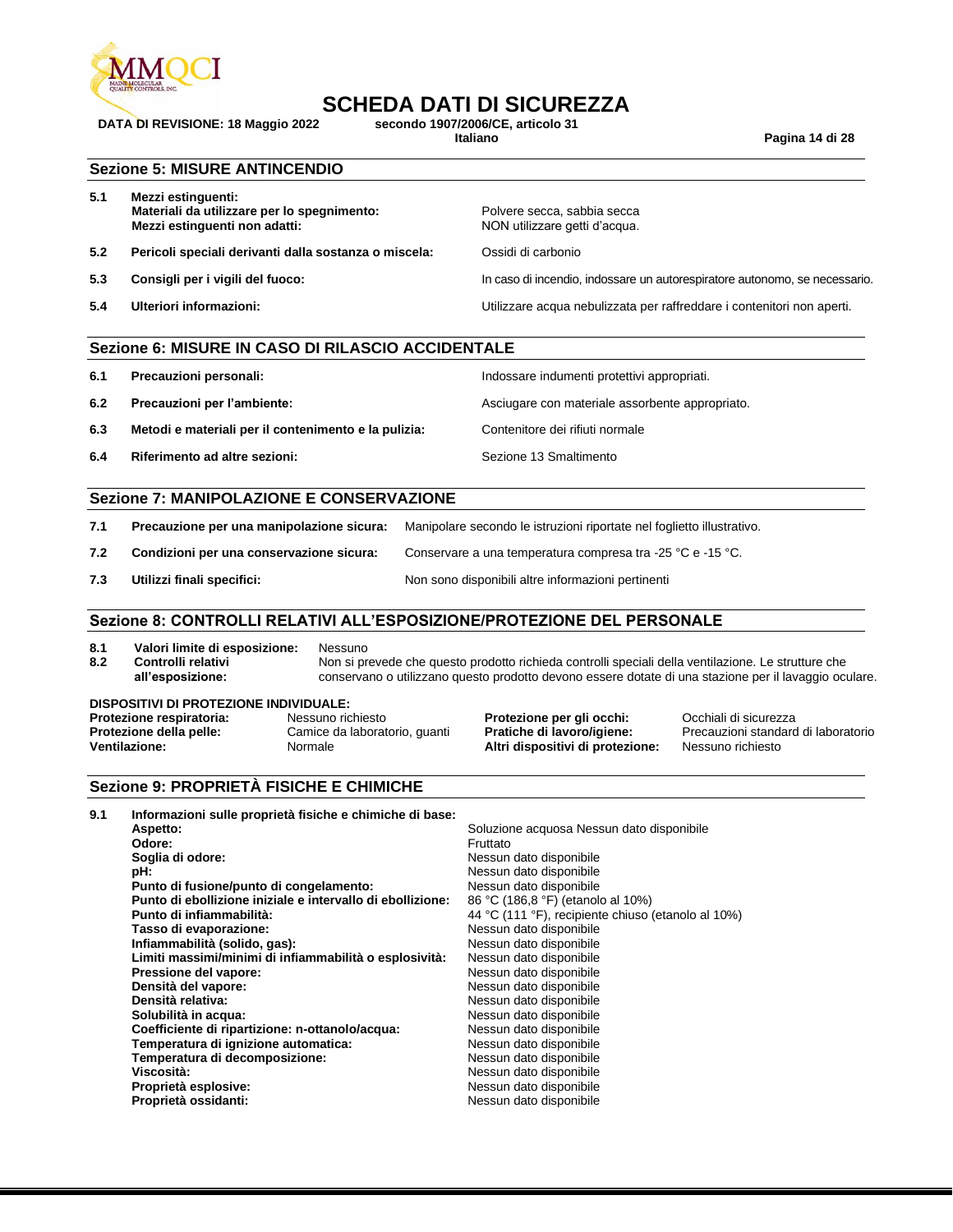## Sezione 5: MISURE ANTINCENDIO

| | | |
|---|---|---|
| **5.1** | **Mezzi estinguenti:**<br>**Materiali da utilizzare per lo spegnimento:**<br>**Mezzi estinguenti non adatti:** | <br>Polvere secca, sabbia secca<br>NON utilizzare getti d'acqua. |
| **5.2** | **Pericoli speciali derivanti dalla sostanza o miscela:** | Ossidi di carbonio |
| **5.3** | **Consigli per i vigili del fuoco:** | In caso di incendio, indossare un autorespiratore autonomo, se necessario. |
| **5.4** | **Ulteriori informazioni:** | Utilizzare acqua nebulizzata per raffreddare i contenitori non aperti. |

## Sezione 6: MISURE IN CASO DI RILASCIO ACCIDENTALE

| | | |
|---|---|---|
| **6.1** | **Precauzioni personali:** | Indossare indumenti protettivi appropriati. |
| **6.2** | **Precauzioni per l'ambiente:** | Asciugare con materiale assorbente appropriato. |
| **6.3** | **Metodi e materiali per il contenimento e la pulizia:** | Contenitore dei rifiuti normale |
| **6.4** | **Riferimento ad altre sezioni:** | Sezione 13 Smaltimento |

## Sezione 7: MANIPOLAZIONE E CONSERVAZIONE

| | | |
|---|---|---|
| **7.1** | **Precauzione per una manipolazione sicura:** | Manipolare secondo le istruzioni riportate nel foglietto illustrativo. |
| **7.2** | **Condizioni per una conservazione sicura:** | Conservare a una temperatura compresa tra -25 °C e -15 °C. |
| **7.3** | **Utilizzi finali specifici:** | Non sono disponibili altre informazioni pertinenti |

## Sezione 8: CONTROLLI RELATIVI ALL'ESPOSIZIONE/PROTEZIONE DEL PERSONALE

| | | |
|---|---|---|
| **8.1** | **Valori limite di esposizione:** | Nessuno |
| **8.2** | **Controlli relativi all'esposizione:** | Non si prevede che questo prodotto richieda controlli speciali della ventilazione. Le strutture che conservano o utilizzano questo prodotto devono essere dotate di una stazione per il lavaggio oculare. |

**DISPOSITIVI DI PROTEZIONE INDIVIDUALE:**

| | | | |
|---|---|---|---|
| **Protezione respiratoria:** | Nessuno richiesto | **Protezione per gli occhi:** | Occhiali di sicurezza |
| **Protezione della pelle:** | Camice da laboratorio, guanti | **Pratiche di lavoro/igiene:** | Precauzioni standard di laboratorio |
| **Ventilazione:** | Normale | **Altri dispositivi di protezione:** | Nessuno richiesto |

## Sezione 9: PROPRIETÀ FISICHE E CHIMICHE

**9.1 Informazioni sulle proprietà fisiche e chimiche di base:**

| | |
|---|---|
| **Aspetto:** | Soluzione acquosa Nessun dato disponibile |
| **Odore:** | Fruttato |
| **Soglia di odore:** | Nessun dato disponibile |
| **pH:** | Nessun dato disponibile |
| **Punto di fusione/punto di congelamento:** | Nessun dato disponibile |
| **Punto di ebollizione iniziale e intervallo di ebollizione:** | 86 °C (186,8 °F) (etanolo al 10%) |
| **Punto di infiammabilità:** | 44 °C (111 °F), recipiente chiuso (etanolo al 10%) |
| **Tasso di evaporazione:** | Nessun dato disponibile |
| **Infiammabilità (solido, gas):** | Nessun dato disponibile |
| **Limiti massimi/minimi di infiammabilità o esplosività:** | Nessun dato disponibile |
| **Pressione del vapore:** | Nessun dato disponibile |
| **Densità del vapore:** | Nessun dato disponibile |
| **Densità relativa:** | Nessun dato disponibile |
| **Solubilità in acqua:** | Nessun dato disponibile |
| **Coefficiente di ripartizione: n-ottanolo/acqua:** | Nessun dato disponibile |
| **Temperatura di ignizione automatica:** | Nessun dato disponibile |
| **Temperatura di decomposizione:** | Nessun dato disponibile |
| **Viscosità:** | Nessun dato disponibile |
| **Proprietà esplosive:** | Nessun dato disponibile |
| **Proprietà ossidanti:** | Nessun dato disponibile |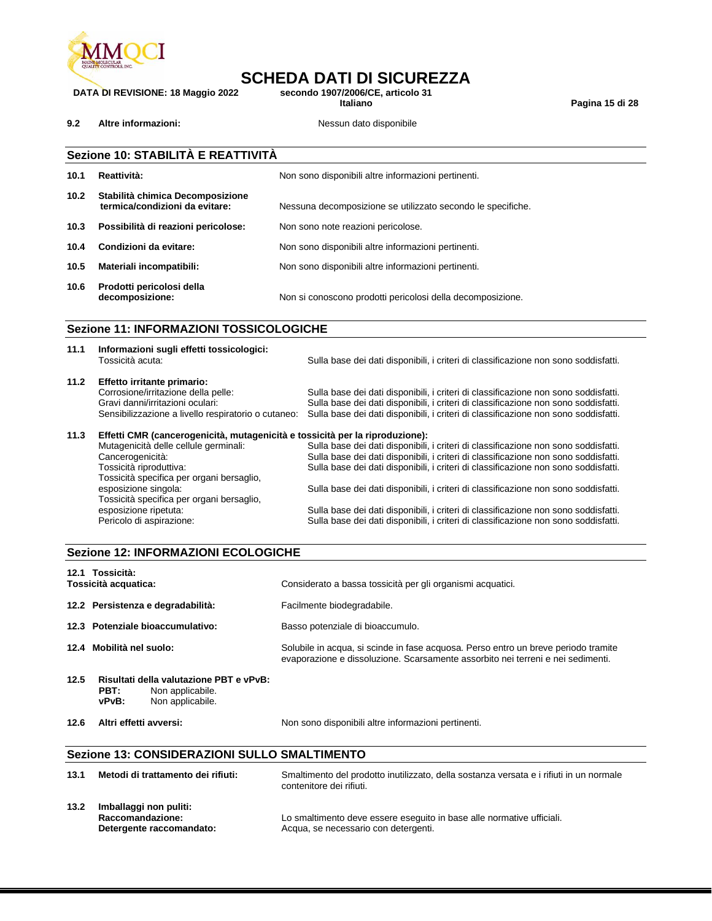**9.2 Altre informazioni:** Nessun dato disponibile

## Sezione 10: STABILITÀ E REATTIVITÀ

| | | |
|---|---|---|
| **10.1** | **Reattività:** | Non sono disponibili altre informazioni pertinenti. |
| **10.2** | **Stabilità chimica Decomposizione termica/condizioni da evitare:** | Nessuna decomposizione se utilizzato secondo le specifiche. |
| **10.3** | **Possibilità di reazioni pericolose:** | Non sono note reazioni pericolose. |
| **10.4** | **Condizioni da evitare:** | Non sono disponibili altre informazioni pertinenti. |
| **10.5** | **Materiali incompatibili:** | Non sono disponibili altre informazioni pertinenti. |
| **10.6** | **Prodotti pericolosi della decomposizione:** | Non si conoscono prodotti pericolosi della decomposizione. |

## Sezione 11: INFORMAZIONI TOSSICOLOGICHE

**11.1 Informazioni sugli effetti tossicologici:**

| | |
|---|---|
| Tossicità acuta: | Sulla base dei dati disponibili, i criteri di classificazione non sono soddisfatti. |

**11.2 Effetto irritante primario:**

| | |
|---|---|
| Corrosione/irritazione della pelle: | Sulla base dei dati disponibili, i criteri di classificazione non sono soddisfatti. |
| Gravi danni/irritazioni oculari: | Sulla base dei dati disponibili, i criteri di classificazione non sono soddisfatti. |
| Sensibilizzazione a livello respiratorio o cutaneo: | Sulla base dei dati disponibili, i criteri di classificazione non sono soddisfatti. |

**11.3 Effetti CMR (cancerogenicità, mutagenicità e tossicità per la riproduzione):**

| | |
|---|---|
| Mutagenicità delle cellule germinali: | Sulla base dei dati disponibili, i criteri di classificazione non sono soddisfatti. |
| Cancerogenicità: | Sulla base dei dati disponibili, i criteri di classificazione non sono soddisfatti. |
| Tossicità riproduttiva: | Sulla base dei dati disponibili, i criteri di classificazione non sono soddisfatti. |
| Tossicità specifica per organi bersaglio, esposizione singola: | Sulla base dei dati disponibili, i criteri di classificazione non sono soddisfatti. |
| Tossicità specifica per organi bersaglio, esposizione ripetuta: | Sulla base dei dati disponibili, i criteri di classificazione non sono soddisfatti. |
| Pericolo di aspirazione: | Sulla base dei dati disponibili, i criteri di classificazione non sono soddisfatti. |

## Sezione 12: INFORMAZIONI ECOLOGICHE

**12.1 Tossicità:**

| | |
|---|---|
| **Tossicità acquatica:** | Considerato a bassa tossicità per gli organismi acquatici. |
| **12.2 Persistenza e degradabilità:** | Facilmente biodegradabile. |
| **12.3 Potenziale bioaccumulativo:** | Basso potenziale di bioaccumulo. |
| **12.4 Mobilità nel suolo:** | Solubile in acqua, si scinde in fase acquosa. Perso entro un breve periodo tramite evaporazione e dissoluzione. Scarsamente assorbito nei terreni e nei sedimenti. |

**12.5 Risultati della valutazione PBT e vPvB:**

**PBT:** Non applicabile.
**vPvB:** Non applicabile.

**12.6 Altri effetti avversi:** Non sono disponibili altre informazioni pertinenti.

## Sezione 13: CONSIDERAZIONI SULLO SMALTIMENTO

| | | |
|---|---|---|
| **13.1** | **Metodi di trattamento dei rifiuti:** | Smaltimento del prodotto inutilizzato, della sostanza versata e i rifiuti in un normale contenitore dei rifiuti. |
| **13.2** | **Imballaggi non puliti:** | |
| | **Raccomandazione:** | Lo smaltimento deve essere eseguito in base alle normative ufficiali. |
| | **Detergente raccomandato:** | Acqua, se necessario con detergenti. |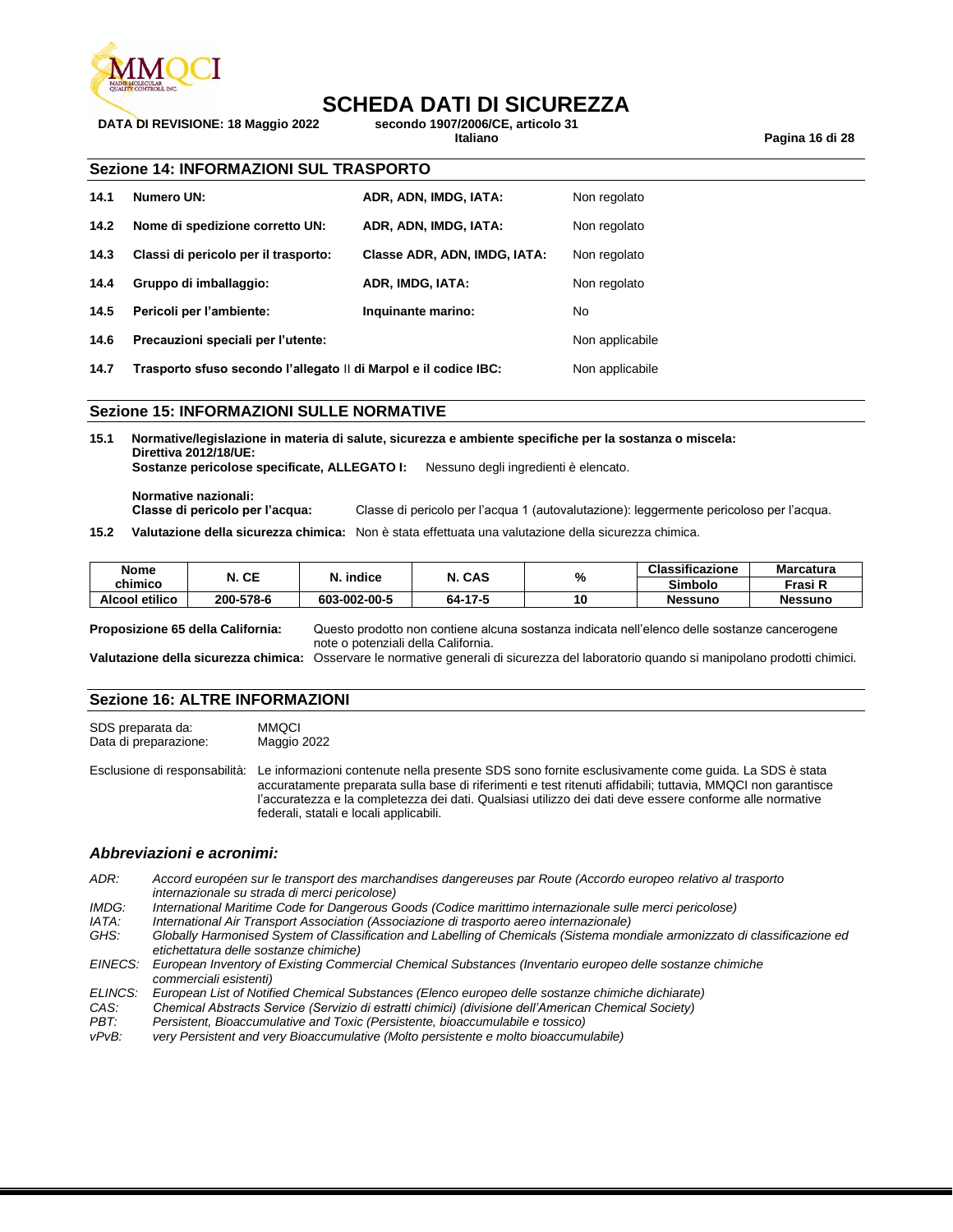## Sezione 14: INFORMAZIONI SUL TRASPORTO

| | | | |
|---|---|---|---|
| **14.1** | **Numero UN:** | **ADR, ADN, IMDG, IATA:** | Non regolato |
| **14.2** | **Nome di spedizione corretto UN:** | **ADR, ADN, IMDG, IATA:** | Non regolato |
| **14.3** | **Classi di pericolo per il trasporto:** | **Classe ADR, ADN, IMDG, IATA:** | Non regolato |
| **14.4** | **Gruppo di imballaggio:** | **ADR, IMDG, IATA:** | Non regolato |
| **14.5** | **Pericoli per l'ambiente:** | **Inquinante marino:** | No |
| **14.6** | **Precauzioni speciali per l'utente:** | | Non applicabile |
| **14.7** | **Trasporto sfuso secondo l'allegato II di Marpol e il codice IBC:** | | Non applicabile |

## Sezione 15: INFORMAZIONI SULLE NORMATIVE

**15.1 Normative/legislazione in materia di salute, sicurezza e ambiente specifiche per la sostanza o miscela:**
**Direttiva 2012/18/UE:**
**Sostanze pericolose specificate, ALLEGATO I:** Nessuno degli ingredienti è elencato.

**Normative nazionali:**
**Classe di pericolo per l'acqua:** Classe di pericolo per l'acqua 1 (autovalutazione): leggermente pericoloso per l'acqua.

**15.2 Valutazione della sicurezza chimica:** Non è stata effettuata una valutazione della sicurezza chimica.

| Nome chimico | N. CE | N. indice | N. CAS | % | Classificazione | Marcatura |
|---|---|---|---|---|---|---|
| | | | | | Simbolo | Frasi R |
| **Alcool etilico** | **200-578-6** | **603-002-00-5** | **64-17-5** | **10** | **Nessuno** | **Nessuno** |

**Proposizione 65 della California:** Questo prodotto non contiene alcuna sostanza indicata nell'elenco delle sostanze cancerogene note o potenziali della California.

**Valutazione della sicurezza chimica:** Osservare le normative generali di sicurezza del laboratorio quando si manipolano prodotti chimici.

## Sezione 16: ALTRE INFORMAZIONI

SDS preparata da: MMQCI
Data di preparazione: Maggio 2022

Esclusione di responsabilità: Le informazioni contenute nella presente SDS sono fornite esclusivamente come guida. La SDS è stata accuratamente preparata sulla base di riferimenti e test ritenuti affidabili; tuttavia, MMQCI non garantisce l'accuratezza e la completezza dei dati. Qualsiasi utilizzo dei dati deve essere conforme alle normative federali, statali e locali applicabili.

### *Abbreviazioni e acronimi:*

*ADR:* *Accord européen sur le transport des marchandises dangereuses par Route (Accordo europeo relativo al trasporto internazionale su strada di merci pericolose)*
*IMDG:* *International Maritime Code for Dangerous Goods (Codice marittimo internazionale sulle merci pericolose)*
*IATA:* *International Air Transport Association (Associazione di trasporto aereo internazionale)*
*GHS:* *Globally Harmonised System of Classification and Labelling of Chemicals (Sistema mondiale armonizzato di classificazione ed etichettatura delle sostanze chimiche)*
*EINECS:* *European Inventory of Existing Commercial Chemical Substances (Inventario europeo delle sostanze chimiche commerciali esistenti)*
*ELINCS:* *European List of Notified Chemical Substances (Elenco europeo delle sostanze chimiche dichiarate)*
*CAS:* *Chemical Abstracts Service (Servizio di estratti chimici) (divisione dell'American Chemical Society)*
*PBT:* *Persistent, Bioaccumulative and Toxic (Persistente, bioaccumulabile e tossico)*
*vPvB:* *very Persistent and very Bioaccumulative (Molto persistente e molto bioaccumulabile)*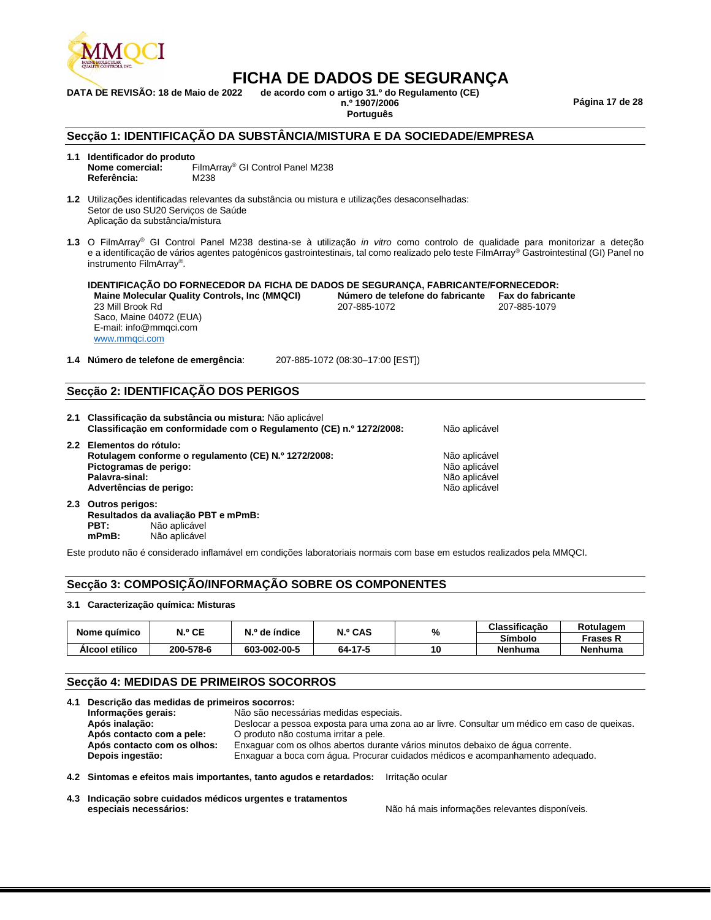# FICHA DE DADOS DE SEGURANÇA

**DATA DE REVISÃO: 18 de Maio de 2022** **de acordo com o artigo 31.º do Regulamento (CE) n.º 1907/2006**
**Português**

## Secção 1: IDENTIFICAÇÃO DA SUBSTÂNCIA/MISTURA E DA SOCIEDADE/EMPRESA

**1.1 Identificador do produto**
**Nome comercial:** FilmArray® GI Control Panel M238
**Referência:** M238

**1.2** Utilizações identificadas relevantes da substância ou mistura e utilizações desaconselhadas:
Setor de uso SU20 Serviços de Saúde
Aplicação da substância/mistura

**1.3** O FilmArray® GI Control Panel M238 destina-se à utilização *in vitro* como controlo de qualidade para monitorizar a deteção e a identificação de vários agentes patogénicos gastrointestinais, tal como realizado pelo teste FilmArray® Gastrointestinal (GI) Panel no instrumento FilmArray®.

**IDENTIFICAÇÃO DO FORNECEDOR DA FICHA DE DADOS DE SEGURANÇA, FABRICANTE/FORNECEDOR:**

**Maine Molecular Quality Controls, Inc (MMQCI)**
23 Mill Brook Rd
Saco, Maine 04072 (EUA)
E-mail: info@mmqci.com
www.mmqci.com

**Número de telefone do fabricante**
207-885-1072

**Fax do fabricante**
207-885-1079

**1.4 Número de telefone de emergência**: 207-885-1072 (08:30–17:00 [EST])

## Secção 2: IDENTIFICAÇÃO DOS PERIGOS

**2.1 Classificação da substância ou mistura:** Não aplicável
**Classificação em conformidade com o Regulamento (CE) n.º 1272/2008:** Não aplicável

**2.2 Elementos do rótulo:**
**Rotulagem conforme o regulamento (CE) N.º 1272/2008:** Não aplicável
**Pictogramas de perigo:** Não aplicável
**Palavra-sinal:** Não aplicável
**Advertências de perigo:** Não aplicável

**2.3 Outros perigos:**
**Resultados da avaliação PBT e mPmB:**
**PBT:** Não aplicável
**mPmB:** Não aplicável

Este produto não é considerado inflamável em condições laboratoriais normais com base em estudos realizados pela MMQCI.

## Secção 3: COMPOSIÇÃO/INFORMAÇÃO SOBRE OS COMPONENTES

**3.1 Caracterização química: Misturas**

| Nome químico | N.º CE | N.º de índice | N.º CAS | % | Classificação | Rotulagem |
|---|---|---|---|---|---|---|
| | | | | | Símbolo | Frases R |
| Álcool etílico | 200-578-6 | 603-002-00-5 | 64-17-5 | 10 | Nenhuma | Nenhuma |

## Secção 4: MEDIDAS DE PRIMEIROS SOCORROS

**4.1 Descrição das medidas de primeiros socorros:**
**Informações gerais:** Não são necessárias medidas especiais.
**Após inalação:** Deslocar a pessoa exposta para uma zona ao ar livre. Consultar um médico em caso de queixas.
**Após contacto com a pele:** O produto não costuma irritar a pele.
**Após contacto com os olhos:** Enxaguar com os olhos abertos durante vários minutos debaixo de água corrente.
**Depois ingestão:** Enxaguar a boca com água. Procurar cuidados médicos e acompanhamento adequado.

**4.2 Sintomas e efeitos mais importantes, tanto agudos e retardados:** Irritação ocular

**4.3 Indicação sobre cuidados médicos urgentes e tratamentos especiais necessários:** Não há mais informações relevantes disponíveis.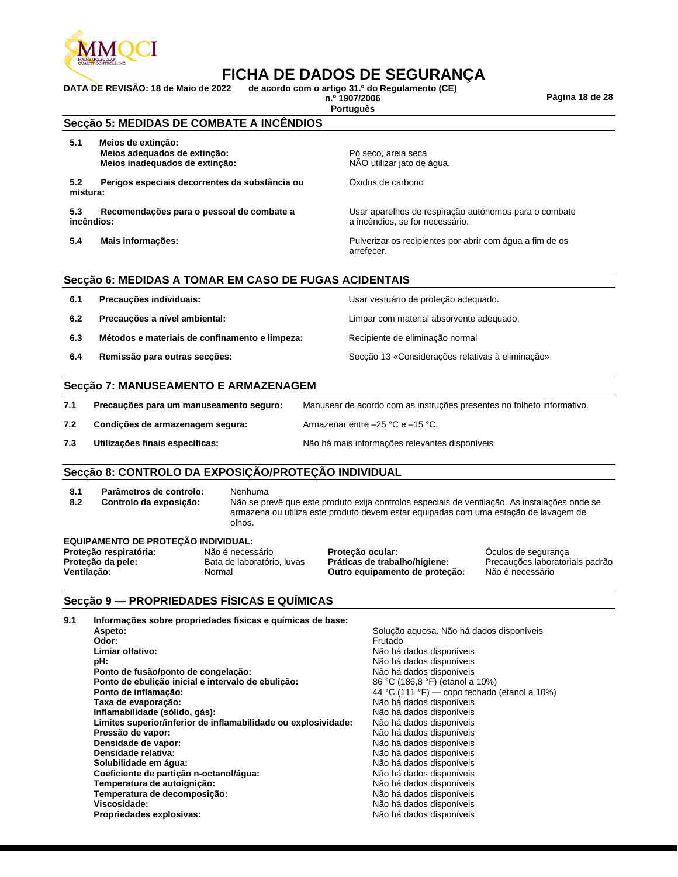# FICHA DE DADOS DE SEGURANÇA

**DATA DE REVISÃO: 18 de Maio de 2022** **de acordo com o artigo 31.º do Regulamento (CE) n.º 1907/2006**
**Português**

## Secção 5: MEDIDAS DE COMBATE A INCÊNDIOS

| | | |
|---|---|---|
| **5.1** | **Meios de extinção:** | |
| | **Meios adequados de extinção:** | Pó seco, areia seca |
| | **Meios inadequados de extinção:** | NÃO utilizar jato de água. |
| **5.2** | **Perigos especiais decorrentes da substância ou mistura:** | Óxidos de carbono |
| **5.3** | **Recomendações para o pessoal de combate a incêndios:** | Usar aparelhos de respiração autónomos para o combate a incêndios, se for necessário. |
| **5.4** | **Mais informações:** | Pulverizar os recipientes por abrir com água a fim de os arrefecer. |

## Secção 6: MEDIDAS A TOMAR EM CASO DE FUGAS ACIDENTAIS

| | | |
|---|---|---|
| **6.1** | **Precauções individuais:** | Usar vestuário de proteção adequado. |
| **6.2** | **Precauções a nível ambiental:** | Limpar com material absorvente adequado. |
| **6.3** | **Métodos e materiais de confinamento e limpeza:** | Recipiente de eliminação normal |
| **6.4** | **Remissão para outras secções:** | Secção 13 «Considerações relativas à eliminação» |

## Secção 7: MANUSEAMENTO E ARMAZENAGEM

| | | |
|---|---|---|
| **7.1** | **Precauções para um manuseamento seguro:** | Manusear de acordo com as instruções presentes no folheto informativo. |
| **7.2** | **Condições de armazenagem segura:** | Armazenar entre –25 °C e –15 °C. |
| **7.3** | **Utilizações finais específicas:** | Não há mais informações relevantes disponíveis |

## Secção 8: CONTROLO DA EXPOSIÇÃO/PROTEÇÃO INDIVIDUAL

| | | |
|---|---|---|
| **8.1** | **Parâmetros de controlo:** | Nenhuma |
| **8.2** | **Controlo da exposição:** | Não se prevê que este produto exija controlos especiais de ventilação. As instalações onde se armazena ou utiliza este produto devem estar equipadas com uma estação de lavagem de olhos. |

**EQUIPAMENTO DE PROTEÇÃO INDIVIDUAL:**

| | | | |
|---|---|---|---|
| **Proteção respiratória:** | Não é necessário | **Proteção ocular:** | Óculos de segurança |
| **Proteção da pele:** | Bata de laboratório, luvas | **Práticas de trabalho/higiene:** | Precauções laboratoriais padrão |
| **Ventilação:** | Normal | **Outro equipamento de proteção:** | Não é necessário |

## Secção 9 — PROPRIEDADES FÍSICAS E QUÍMICAS

**9.1 Informações sobre propriedades físicas e químicas de base:**

| | |
|---|---|
| **Aspeto:** | Solução aquosa. Não há dados disponíveis |
| **Odor:** | Frutado |
| **Limiar olfativo:** | Não há dados disponíveis |
| **pH:** | Não há dados disponíveis |
| **Ponto de fusão/ponto de congelação:** | Não há dados disponíveis |
| **Ponto de ebulição inicial e intervalo de ebulição:** | 86 °C (186,8 °F) (etanol a 10%) |
| **Ponto de inflamação:** | 44 °C (111 °F) — copo fechado (etanol a 10%) |
| **Taxa de evaporação:** | Não há dados disponíveis |
| **Inflamabilidade (sólido, gás):** | Não há dados disponíveis |
| **Limites superior/inferior de inflamabilidade ou explosividade:** | Não há dados disponíveis |
| **Pressão de vapor:** | Não há dados disponíveis |
| **Densidade de vapor:** | Não há dados disponíveis |
| **Densidade relativa:** | Não há dados disponíveis |
| **Solubilidade em água:** | Não há dados disponíveis |
| **Coeficiente de partição n-octanol/água:** | Não há dados disponíveis |
| **Temperatura de autoignição:** | Não há dados disponíveis |
| **Temperatura de decomposição:** | Não há dados disponíveis |
| **Viscosidade:** | Não há dados disponíveis |
| **Propriedades explosivas:** | Não há dados disponíveis |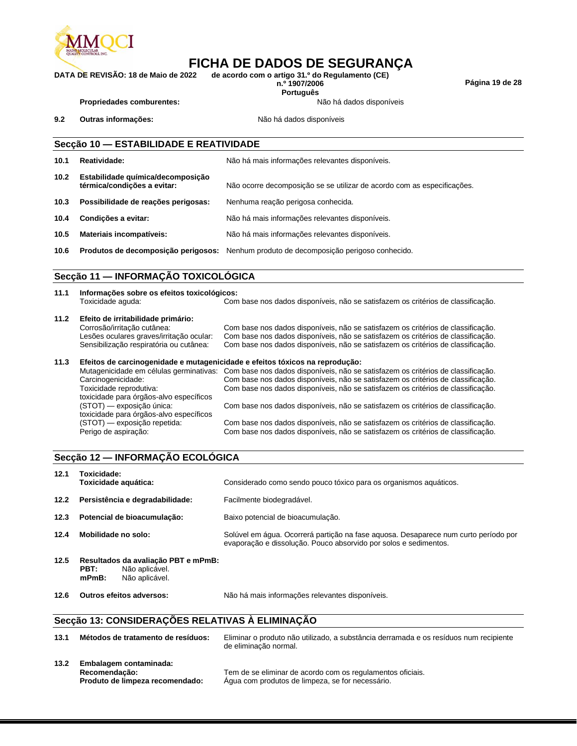**Propriedades comburentes:** Não há dados disponíveis

**9.2 Outras informações:** Não há dados disponíveis

## Secção 10 — ESTABILIDADE E REATIVIDADE

**10.1 Reatividade:** Não há mais informações relevantes disponíveis.

**10.2 Estabilidade química/decomposição térmica/condições a evitar:** Não ocorre decomposição se se utilizar de acordo com as especificações.

**10.3 Possibilidade de reações perigosas:** Nenhuma reação perigosa conhecida.

**10.4 Condições a evitar:** Não há mais informações relevantes disponíveis.

**10.5 Materiais incompatíveis:** Não há mais informações relevantes disponíveis.

**10.6 Produtos de decomposição perigosos:** Nenhum produto de decomposição perigoso conhecido.

## Secção 11 — INFORMAÇÃO TOXICOLÓGICA

**11.1 Informações sobre os efeitos toxicológicos:**

Toxicidade aguda: Com base nos dados disponíveis, não se satisfazem os critérios de classificação.

**11.2 Efeito de irritabilidade primário:**

Corrosão/irritação cutânea: Com base nos dados disponíveis, não se satisfazem os critérios de classificação.
Lesões oculares graves/irritação ocular: Com base nos dados disponíveis, não se satisfazem os critérios de classificação.
Sensibilização respiratória ou cutânea: Com base nos dados disponíveis, não se satisfazem os critérios de classificação.

**11.3 Efeitos de carcinogenidade e mutagenicidade e efeitos tóxicos na reprodução:**

Mutagenicidade em células germinativas: Com base nos dados disponíveis, não se satisfazem os critérios de classificação.
Carcinogenicidade: Com base nos dados disponíveis, não se satisfazem os critérios de classificação.
Toxicidade reprodutiva: Com base nos dados disponíveis, não se satisfazem os critérios de classificação.
toxicidade para órgãos-alvo específicos (STOT) — exposição única: Com base nos dados disponíveis, não se satisfazem os critérios de classificação.
toxicidade para órgãos-alvo específicos (STOT) — exposição repetida: Com base nos dados disponíveis, não se satisfazem os critérios de classificação.
Perigo de aspiração: Com base nos dados disponíveis, não se satisfazem os critérios de classificação.

## Secção 12 — INFORMAÇÃO ECOLÓGICA

**12.1 Toxicidade:**
**Toxicidade aquática:** Considerado como sendo pouco tóxico para os organismos aquáticos.

**12.2 Persistência e degradabilidade:** Facilmente biodegradável.

**12.3 Potencial de bioacumulação:** Baixo potencial de bioacumulação.

**12.4 Mobilidade no solo:** Solúvel em água. Ocorrerá partição na fase aquosa. Desaparece num curto período por evaporação e dissolução. Pouco absorvido por solos e sedimentos.

**12.5 Resultados da avaliação PBT e mPmB:**
**PBT:** Não aplicável.
**mPmB:** Não aplicável.

**12.6 Outros efeitos adversos:** Não há mais informações relevantes disponíveis.

## Secção 13: CONSIDERAÇÕES RELATIVAS À ELIMINAÇÃO

**13.1 Métodos de tratamento de resíduos:** Eliminar o produto não utilizado, a substância derramada e os resíduos num recipiente de eliminação normal.

**13.2 Embalagem contaminada:**
**Recomendação:** Tem de se eliminar de acordo com os regulamentos oficiais.
**Produto de limpeza recomendado:** Água com produtos de limpeza, se for necessário.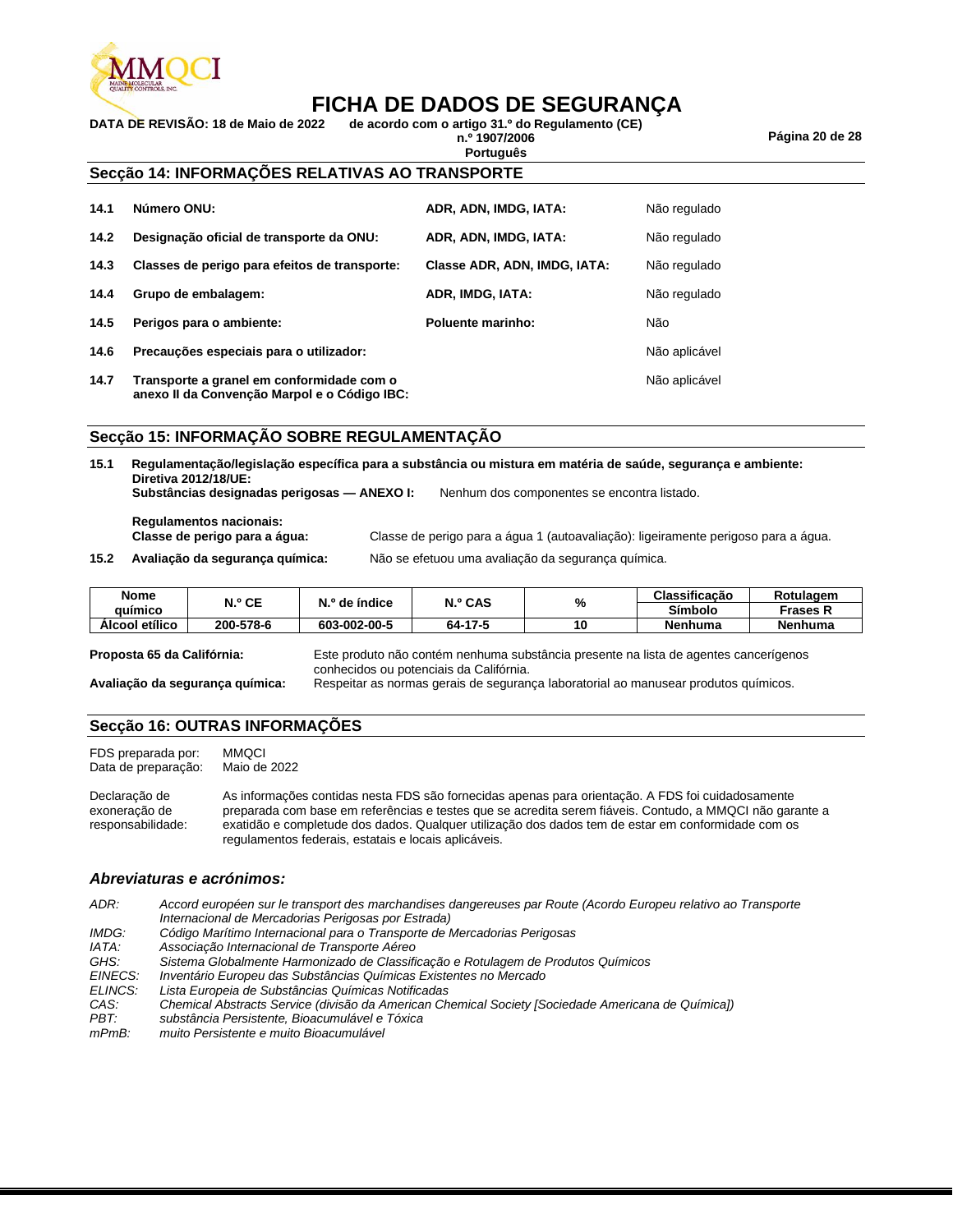## Secção 14: INFORMAÇÕES RELATIVAS AO TRANSPORTE

| | | | |
|---|---|---|---|
| **14.1** | **Número ONU:** | **ADR, ADN, IMDG, IATA:** | Não regulado |
| **14.2** | **Designação oficial de transporte da ONU:** | **ADR, ADN, IMDG, IATA:** | Não regulado |
| **14.3** | **Classes de perigo para efeitos de transporte:** | **Classe ADR, ADN, IMDG, IATA:** | Não regulado |
| **14.4** | **Grupo de embalagem:** | **ADR, IMDG, IATA:** | Não regulado |
| **14.5** | **Perigos para o ambiente:** | **Poluente marinho:** | Não |
| **14.6** | **Precauções especiais para o utilizador:** | | Não aplicável |
| **14.7** | **Transporte a granel em conformidade com o anexo II da Convenção Marpol e o Código IBC:** | | Não aplicável |

## Secção 15: INFORMAÇÃO SOBRE REGULAMENTAÇÃO

**15.1 Regulamentação/legislação específica para a substância ou mistura em matéria de saúde, segurança e ambiente:**
**Diretiva 2012/18/UE:**
**Substâncias designadas perigosas — ANEXO I:** Nenhum dos componentes se encontra listado.

**Regulamentos nacionais:**
**Classe de perigo para a água:** Classe de perigo para a água 1 (autoavaliação): ligeiramente perigoso para a água.

**15.2 Avaliação da segurança química:** Não se efetuou uma avaliação da segurança química.

| Nome químico | N.º CE | N.º de índice | N.º CAS | % | Classificação Símbolo | Rotulagem Frases R |
|---|---|---|---|---|---|---|
| **Álcool etílico** | **200-578-6** | **603-002-00-5** | **64-17-5** | **10** | **Nenhuma** | **Nenhuma** |

**Proposta 65 da Califórnia:** Este produto não contém nenhuma substância presente na lista de agentes cancerígenos conhecidos ou potenciais da Califórnia.

**Avaliação da segurança química:** Respeitar as normas gerais de segurança laboratorial ao manusear produtos químicos.

## Secção 16: OUTRAS INFORMAÇÕES

FDS preparada por: MMQCI
Data de preparação: Maio de 2022

Declaração de exoneração de responsabilidade: As informações contidas nesta FDS são fornecidas apenas para orientação. A FDS foi cuidadosamente preparada com base em referências e testes que se acredita serem fiáveis. Contudo, a MMQCI não garante a exatidão e completude dos dados. Qualquer utilização dos dados tem de estar em conformidade com os regulamentos federais, estatais e locais aplicáveis.

### *Abreviaturas e acrónimos:*

*ADR:* *Accord européen sur le transport des marchandises dangereuses par Route (Acordo Europeu relativo ao Transporte Internacional de Mercadorias Perigosas por Estrada)*
*IMDG:* *Código Marítimo Internacional para o Transporte de Mercadorias Perigosas*
*IATA:* *Associação Internacional de Transporte Aéreo*
*GHS:* *Sistema Globalmente Harmonizado de Classificação e Rotulagem de Produtos Químicos*
*EINECS:* *Inventário Europeu das Substâncias Químicas Existentes no Mercado*
*ELINCS:* *Lista Europeia de Substâncias Químicas Notificadas*
*CAS:* *Chemical Abstracts Service (divisão da American Chemical Society [Sociedade Americana de Química])*
*PBT:* *substância Persistente, Bioacumulável e Tóxica*
*mPmB:* *muito Persistente e muito Bioacumulável*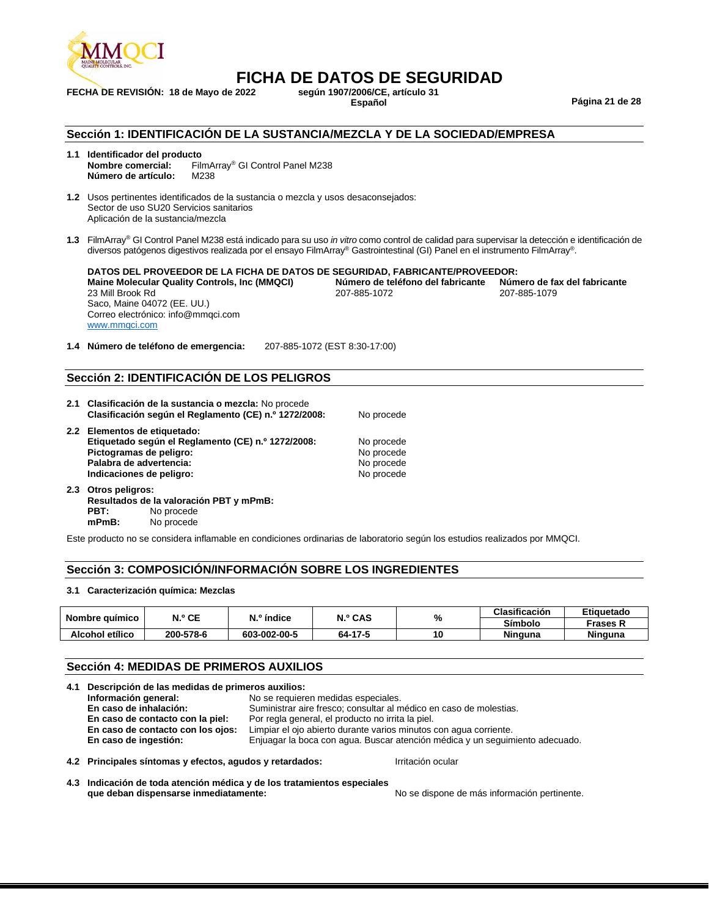# FICHA DE DATOS DE SEGURIDAD

**FECHA DE REVISIÓN: 18 de Mayo de 2022** **según 1907/2006/CE, artículo 31**
**Español**

## Sección 1: IDENTIFICACIÓN DE LA SUSTANCIA/MEZCLA Y DE LA SOCIEDAD/EMPRESA

**1.1 Identificador del producto**
**Nombre comercial:** FilmArray® GI Control Panel M238
**Número de artículo:** M238

**1.2** Usos pertinentes identificados de la sustancia o mezcla y usos desaconsejados:
Sector de uso SU20 Servicios sanitarios
Aplicación de la sustancia/mezcla

**1.3** FilmArray® GI Control Panel M238 está indicado para su uso *in vitro* como control de calidad para supervisar la detección e identificación de diversos patógenos digestivos realizada por el ensayo FilmArray® Gastrointestinal (GI) Panel en el instrumento FilmArray®.

**DATOS DEL PROVEEDOR DE LA FICHA DE DATOS DE SEGURIDAD, FABRICANTE/PROVEEDOR:**

**Maine Molecular Quality Controls, Inc (MMQCI)**
23 Mill Brook Rd
Saco, Maine 04072 (EE. UU.)
Correo electrónico: info@mmqci.com
www.mmqci.com

**Número de teléfono del fabricante**
207-885-1072

**Número de fax del fabricante**
207-885-1079

**1.4 Número de teléfono de emergencia:** 207-885-1072 (EST 8:30-17:00)

## Sección 2: IDENTIFICACIÓN DE LOS PELIGROS

**2.1 Clasificación de la sustancia o mezcla:** No procede
**Clasificación según el Reglamento (CE) n.º 1272/2008:** No procede

**2.2 Elementos de etiquetado:**
**Etiquetado según el Reglamento (CE) n.º 1272/2008:** No procede
**Pictogramas de peligro:** No procede
**Palabra de advertencia:** No procede
**Indicaciones de peligro:** No procede

**2.3 Otros peligros:**
**Resultados de la valoración PBT y mPmB:**
**PBT:** No procede
**mPmB:** No procede

Este producto no se considera inflamable en condiciones ordinarias de laboratorio según los estudios realizados por MMQCI.

## Sección 3: COMPOSICIÓN/INFORMACIÓN SOBRE LOS INGREDIENTES

**3.1 Caracterización química: Mezclas**

| Nombre químico | N.º CE | N.º índice | N.º CAS | % | Clasificación | Etiquetado |
|---|---|---|---|---|---|---|
| | | | | | Símbolo | Frases R |
| Alcohol etílico | 200-578-6 | 603-002-00-5 | 64-17-5 | 10 | Ninguna | Ninguna |

## Sección 4: MEDIDAS DE PRIMEROS AUXILIOS

**4.1 Descripción de las medidas de primeros auxilios:**
**Información general:** No se requieren medidas especiales.
**En caso de inhalación:** Suministrar aire fresco; consultar al médico en caso de molestias.
**En caso de contacto con la piel:** Por regla general, el producto no irrita la piel.
**En caso de contacto con los ojos:** Limpiar el ojo abierto durante varios minutos con agua corriente.
**En caso de ingestión:** Enjuagar la boca con agua. Buscar atención médica y un seguimiento adecuado.

**4.2 Principales síntomas y efectos, agudos y retardados:** Irritación ocular

**4.3 Indicación de toda atención médica y de los tratamientos especiales que deban dispensarse inmediatamente:** No se dispone de más información pertinente.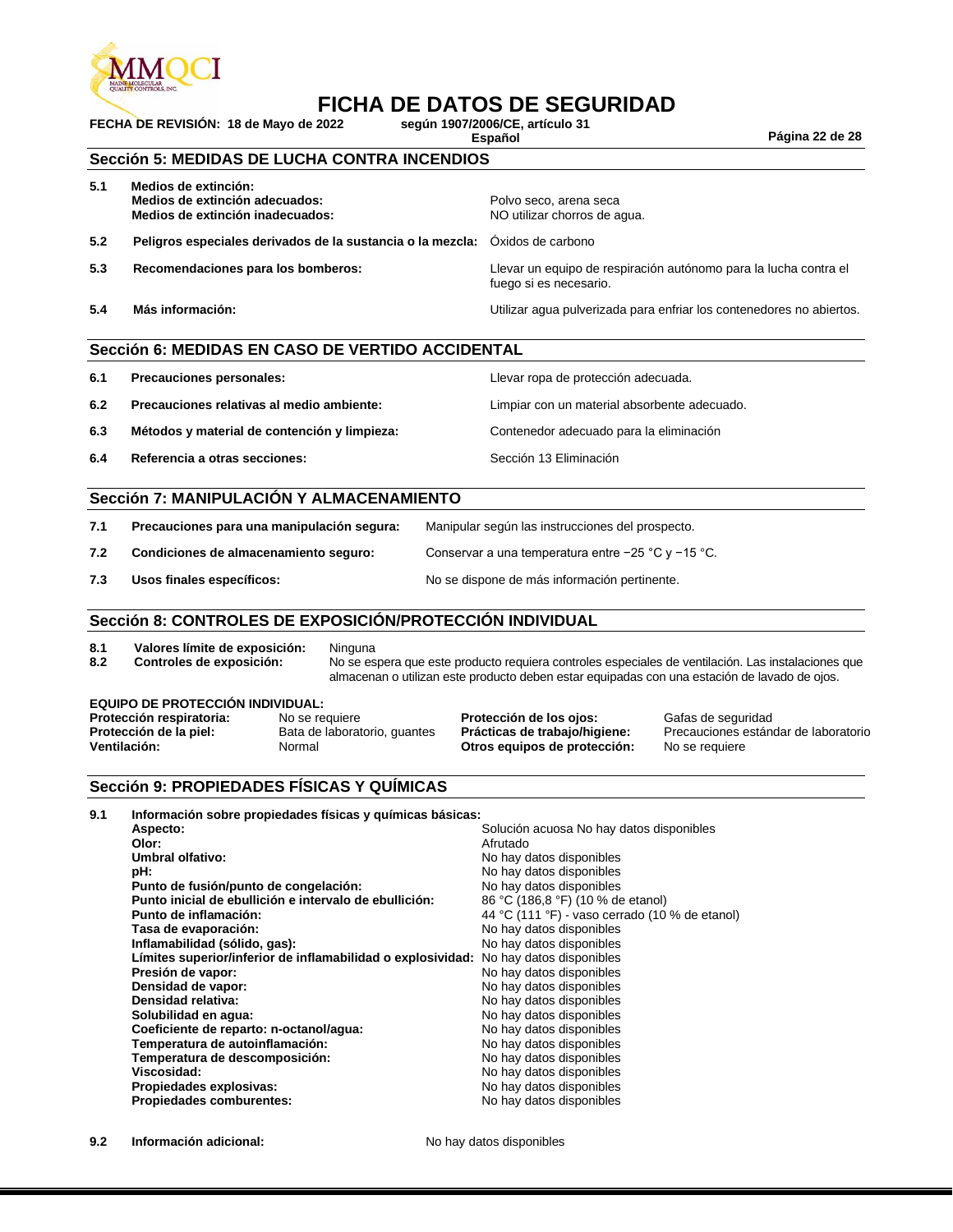# FICHA DE DATOS DE SEGURIDAD

**FECHA DE REVISIÓN: 18 de Mayo de 2022** **según 1907/2006/CE, artículo 31**
**Español**

## Sección 5: MEDIDAS DE LUCHA CONTRA INCENDIOS

| | | |
|---|---|---|
| **5.1** | **Medios de extinción:** | |
| | **Medios de extinción adecuados:** | Polvo seco, arena seca |
| | **Medios de extinción inadecuados:** | NO utilizar chorros de agua. |
| **5.2** | **Peligros especiales derivados de la sustancia o la mezcla:** | Óxidos de carbono |
| **5.3** | **Recomendaciones para los bomberos:** | Llevar un equipo de respiración autónomo para la lucha contra el fuego si es necesario. |
| **5.4** | **Más información:** | Utilizar agua pulverizada para enfriar los contenedores no abiertos. |

## Sección 6: MEDIDAS EN CASO DE VERTIDO ACCIDENTAL

| | | |
|---|---|---|
| **6.1** | **Precauciones personales:** | Llevar ropa de protección adecuada. |
| **6.2** | **Precauciones relativas al medio ambiente:** | Limpiar con un material absorbente adecuado. |
| **6.3** | **Métodos y material de contención y limpieza:** | Contenedor adecuado para la eliminación |
| **6.4** | **Referencia a otras secciones:** | Sección 13 Eliminación |

## Sección 7: MANIPULACIÓN Y ALMACENAMIENTO

| | | |
|---|---|---|
| **7.1** | **Precauciones para una manipulación segura:** | Manipular según las instrucciones del prospecto. |
| **7.2** | **Condiciones de almacenamiento seguro:** | Conservar a una temperatura entre −25 °C y −15 °C. |
| **7.3** | **Usos finales específicos:** | No se dispone de más información pertinente. |

## Sección 8: CONTROLES DE EXPOSICIÓN/PROTECCIÓN INDIVIDUAL

| | | |
|---|---|---|
| **8.1** | **Valores límite de exposición:** | Ninguna |
| **8.2** | **Controles de exposición:** | No se espera que este producto requiera controles especiales de ventilación. Las instalaciones que almacenan o utilizan este producto deben estar equipadas con una estación de lavado de ojos. |

**EQUIPO DE PROTECCIÓN INDIVIDUAL:**

| | | | |
|---|---|---|---|
| **Protección respiratoria:** | No se requiere | **Protección de los ojos:** | Gafas de seguridad |
| **Protección de la piel:** | Bata de laboratorio, guantes | **Prácticas de trabajo/higiene:** | Precauciones estándar de laboratorio |
| **Ventilación:** | Normal | **Otros equipos de protección:** | No se requiere |

## Sección 9: PROPIEDADES FÍSICAS Y QUÍMICAS

**9.1 Información sobre propiedades físicas y químicas básicas:**

| | |
|---|---|
| **Aspecto:** | Solución acuosa No hay datos disponibles |
| **Olor:** | Afrutado |
| **Umbral olfativo:** | No hay datos disponibles |
| **pH:** | No hay datos disponibles |
| **Punto de fusión/punto de congelación:** | No hay datos disponibles |
| **Punto inicial de ebullición e intervalo de ebullición:** | 86 °C (186,8 °F) (10 % de etanol) |
| **Punto de inflamación:** | 44 °C (111 °F) - vaso cerrado (10 % de etanol) |
| **Tasa de evaporación:** | No hay datos disponibles |
| **Inflamabilidad (sólido, gas):** | No hay datos disponibles |
| **Límites superior/inferior de inflamabilidad o explosividad:** | No hay datos disponibles |
| **Presión de vapor:** | No hay datos disponibles |
| **Densidad de vapor:** | No hay datos disponibles |
| **Densidad relativa:** | No hay datos disponibles |
| **Solubilidad en agua:** | No hay datos disponibles |
| **Coeficiente de reparto: n-octanol/agua:** | No hay datos disponibles |
| **Temperatura de autoinflamación:** | No hay datos disponibles |
| **Temperatura de descomposición:** | No hay datos disponibles |
| **Viscosidad:** | No hay datos disponibles |
| **Propiedades explosivas:** | No hay datos disponibles |
| **Propiedades comburentes:** | No hay datos disponibles |

**9.2 Información adicional:** No hay datos disponibles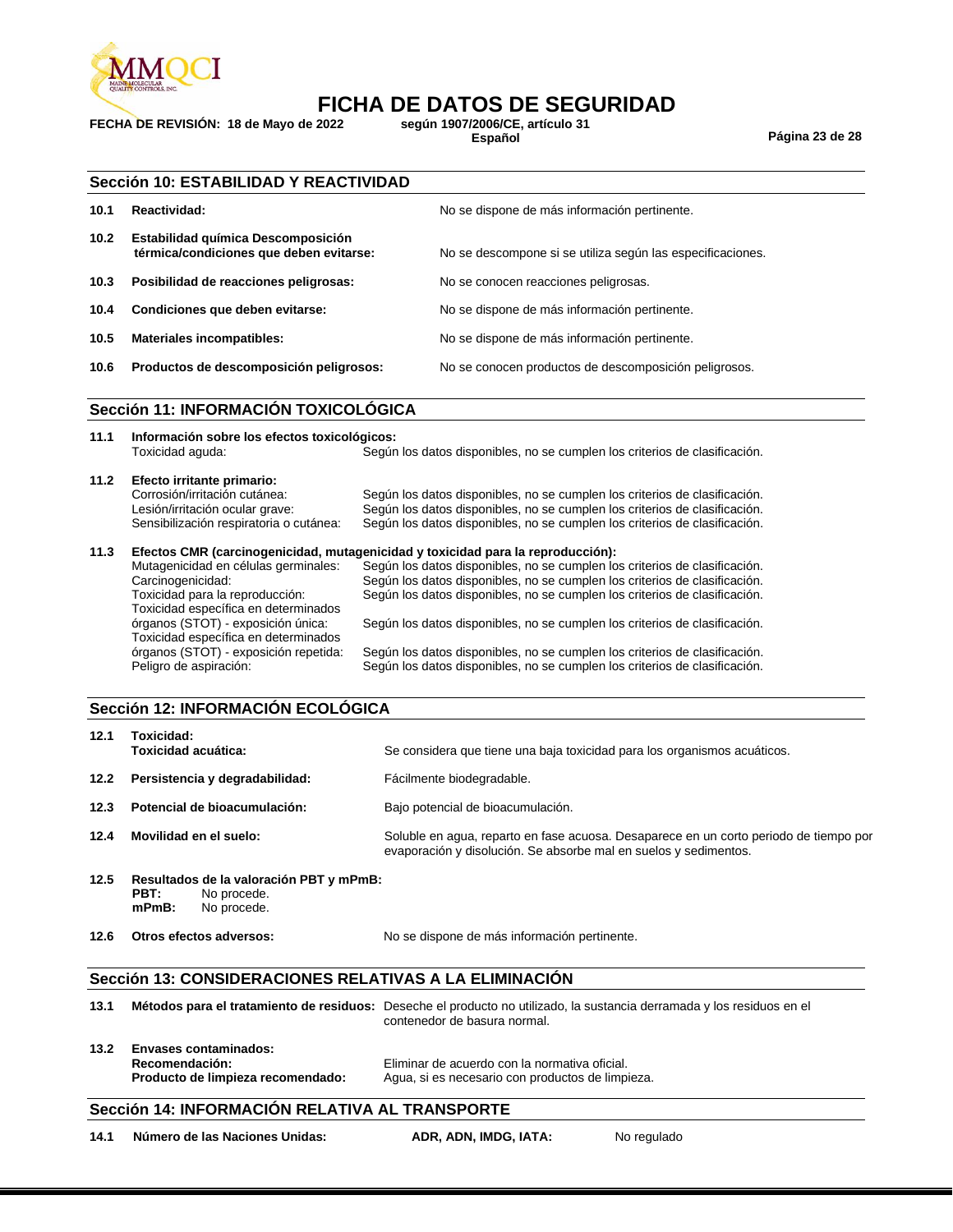## Sección 10: ESTABILIDAD Y REACTIVIDAD

| | | |
|---|---|---|
| **10.1** | **Reactividad:** | No se dispone de más información pertinente. |
| **10.2** | **Estabilidad química Descomposición térmica/condiciones que deben evitarse:** | No se descompone si se utiliza según las especificaciones. |
| **10.3** | **Posibilidad de reacciones peligrosas:** | No se conocen reacciones peligrosas. |
| **10.4** | **Condiciones que deben evitarse:** | No se dispone de más información pertinente. |
| **10.5** | **Materiales incompatibles:** | No se dispone de más información pertinente. |
| **10.6** | **Productos de descomposición peligrosos:** | No se conocen productos de descomposición peligrosos. |

## Sección 11: INFORMACIÓN TOXICOLÓGICA

**11.1 Información sobre los efectos toxicológicos:**

| | |
|---|---|
| Toxicidad aguda: | Según los datos disponibles, no se cumplen los criterios de clasificación. |

**11.2 Efecto irritante primario:**

| | |
|---|---|
| Corrosión/irritación cutánea: | Según los datos disponibles, no se cumplen los criterios de clasificación. |
| Lesión/irritación ocular grave: | Según los datos disponibles, no se cumplen los criterios de clasificación. |
| Sensibilización respiratoria o cutánea: | Según los datos disponibles, no se cumplen los criterios de clasificación. |

**11.3 Efectos CMR (carcinogenicidad, mutagenicidad y toxicidad para la reproducción):**

| | |
|---|---|
| Mutagenicidad en células germinales: | Según los datos disponibles, no se cumplen los criterios de clasificación. |
| Carcinogenicidad: | Según los datos disponibles, no se cumplen los criterios de clasificación. |
| Toxicidad para la reproducción: | Según los datos disponibles, no se cumplen los criterios de clasificación. |
| Toxicidad específica en determinados órganos (STOT) - exposición única: | Según los datos disponibles, no se cumplen los criterios de clasificación. |
| Toxicidad específica en determinados órganos (STOT) - exposición repetida: | Según los datos disponibles, no se cumplen los criterios de clasificación. |
| Peligro de aspiración: | Según los datos disponibles, no se cumplen los criterios de clasificación. |

## Sección 12: INFORMACIÓN ECOLÓGICA

**12.1 Toxicidad:**

| | | |
|---|---|---|
| | **Toxicidad acuática:** | Se considera que tiene una baja toxicidad para los organismos acuáticos. |
| **12.2** | **Persistencia y degradabilidad:** | Fácilmente biodegradable. |
| **12.3** | **Potencial de bioacumulación:** | Bajo potencial de bioacumulación. |
| **12.4** | **Movilidad en el suelo:** | Soluble en agua, reparto en fase acuosa. Desaparece en un corto periodo de tiempo por evaporación y disolución. Se absorbe mal en suelos y sedimentos. |

**12.5 Resultados de la valoración PBT y mPmB:**

**PBT:** No procede.
**mPmB:** No procede.

**12.6 Otros efectos adversos:** No se dispone de más información pertinente.

## Sección 13: CONSIDERACIONES RELATIVAS A LA ELIMINACIÓN

**13.1 Métodos para el tratamiento de residuos:** Deseche el producto no utilizado, la sustancia derramada y los residuos en el contenedor de basura normal.

**13.2 Envases contaminados:**

| | |
|---|---|
| **Recomendación:** | Eliminar de acuerdo con la normativa oficial. |
| **Producto de limpieza recomendado:** | Agua, si es necesario con productos de limpieza. |

## Sección 14: INFORMACIÓN RELATIVA AL TRANSPORTE

| | | | |
|---|---|---|---|
| **14.1** | **Número de las Naciones Unidas:** | **ADR, ADN, IMDG, IATA:** | No regulado |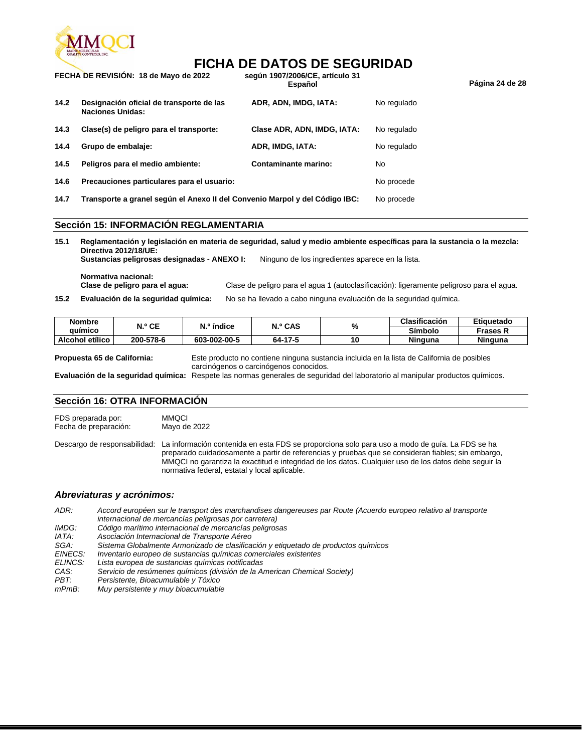| | | | |
|---|---|---|---|
| **14.2** | **Designación oficial de transporte de las Naciones Unidas:** | **ADR, ADN, IMDG, IATA:** | No regulado |
| **14.3** | **Clase(s) de peligro para el transporte:** | **Clase ADR, ADN, IMDG, IATA:** | No regulado |
| **14.4** | **Grupo de embalaje:** | **ADR, IMDG, IATA:** | No regulado |
| **14.5** | **Peligros para el medio ambiente:** | **Contaminante marino:** | No |
| **14.6** | **Precauciones particulares para el usuario:** | | No procede |
| **14.7** | **Transporte a granel según el Anexo II del Convenio Marpol y del Código IBC:** | | No procede |

## Sección 15: INFORMACIÓN REGLAMENTARIA

**15.1 Reglamentación y legislación en materia de seguridad, salud y medio ambiente específicas para la sustancia o la mezcla:**
**Directiva 2012/18/UE:**
**Sustancias peligrosas designadas - ANEXO I:** Ninguno de los ingredientes aparece en la lista.

**Normativa nacional:**
**Clase de peligro para el agua:** Clase de peligro para el agua 1 (autoclasificación): ligeramente peligroso para el agua.

**15.2 Evaluación de la seguridad química:** No se ha llevado a cabo ninguna evaluación de la seguridad química.

| Nombre químico | N.º CE | N.º índice | N.º CAS | % | Clasificación | Etiquetado |
|---|---|---|---|---|---|---|
| | | | | | Símbolo | Frases R |
| Alcohol etílico | 200-578-6 | 603-002-00-5 | 64-17-5 | 10 | Ninguna | Ninguna |

**Propuesta 65 de California:** Este producto no contiene ninguna sustancia incluida en la lista de California de posibles carcinógenos o carcinógenos conocidos.
**Evaluación de la seguridad química:** Respete las normas generales de seguridad del laboratorio al manipular productos químicos.

## Sección 16: OTRA INFORMACIÓN

FDS preparada por: MMQCI
Fecha de preparación: Mayo de 2022

Descargo de responsabilidad: La información contenida en esta FDS se proporciona solo para uso a modo de guía. La FDS se ha preparado cuidadosamente a partir de referencias y pruebas que se consideran fiables; sin embargo, MMQCI no garantiza la exactitud e integridad de los datos. Cualquier uso de los datos debe seguir la normativa federal, estatal y local aplicable.

### *Abreviaturas y acrónimos:*

*ADR:* *Accord européen sur le transport des marchandises dangereuses par Route (Acuerdo europeo relativo al transporte internacional de mercancías peligrosas por carretera)*
*IMDG:* *Código marítimo internacional de mercancías peligrosas*
*IATA:* *Asociación Internacional de Transporte Aéreo*
*SGA:* *Sistema Globalmente Armonizado de clasificación y etiquetado de productos químicos*
*EINECS:* *Inventario europeo de sustancias químicas comerciales existentes*
*ELINCS:* *Lista europea de sustancias químicas notificadas*
*CAS:* *Servicio de resúmenes químicos (división de la American Chemical Society)*
*PBT:* *Persistente, Bioacumulable y Tóxico*
*mPmB:* *Muy persistente y muy bioacumulable*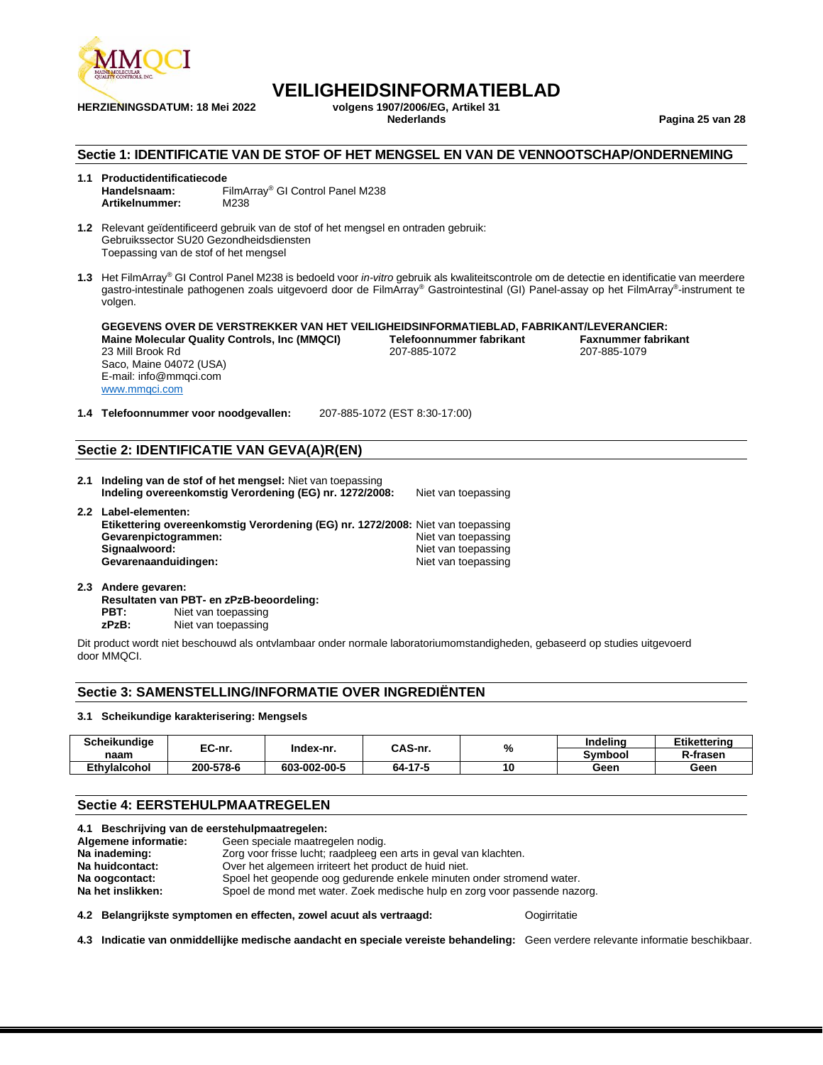# VEILIGHEIDSINFORMATIEBLAD

**HERZIENINGSDATUM: 18 Mei 2022** **volgens 1907/2006/EG, Artikel 31**
**Nederlands**

## Sectie 1: IDENTIFICATIE VAN DE STOF OF HET MENGSEL EN VAN DE VENNOOTSCHAP/ONDERNEMING

**1.1 Productidentificatiecode**
**Handelsnaam:** FilmArray® GI Control Panel M238
**Artikelnummer:** M238

**1.2** Relevant geïdentificeerd gebruik van de stof of het mengsel en ontraden gebruik:
Gebruikssector SU20 Gezondheidsdiensten
Toepassing van de stof of het mengsel

**1.3** Het FilmArray® GI Control Panel M238 is bedoeld voor *in-vitro* gebruik als kwaliteitscontrole om de detectie en identificatie van meerdere gastro-intestinale pathogenen zoals uitgevoerd door de FilmArray® Gastrointestinal (GI) Panel-assay op het FilmArray®-instrument te volgen.

**GEGEVENS OVER DE VERSTREKKER VAN HET VEILIGHEIDSINFORMATIEBLAD, FABRIKANT/LEVERANCIER:**

**Maine Molecular Quality Controls, Inc (MMQCI)**
23 Mill Brook Rd
Saco, Maine 04072 (USA)
E-mail: info@mmqci.com
www.mmqci.com

**Telefoonnummer fabrikant**
207-885-1072

**Faxnummer fabrikant**
207-885-1079

**1.4 Telefoonnummer voor noodgevallen:** 207-885-1072 (EST 8:30-17:00)

## Sectie 2: IDENTIFICATIE VAN GEVA(A)R(EN)

**2.1 Indeling van de stof of het mengsel:** Niet van toepassing
**Indeling overeenkomstig Verordening (EG) nr. 1272/2008:** Niet van toepassing

**2.2 Label-elementen:**
**Etikettering overeenkomstig Verordening (EG) nr. 1272/2008:** Niet van toepassing
**Gevarenpictogrammen:** Niet van toepassing
**Signaalwoord:** Niet van toepassing
**Gevarenaanduidingen:** Niet van toepassing

**2.3 Andere gevaren:**
**Resultaten van PBT- en zPzB-beoordeling:**
**PBT:** Niet van toepassing
**zPzB:** Niet van toepassing

Dit product wordt niet beschouwd als ontvlambaar onder normale laboratoriumomstandigheden, gebaseerd op studies uitgevoerd door MMQCI.

## Sectie 3: SAMENSTELLING/INFORMATIE OVER INGREDIËNTEN

**3.1 Scheikundige karakterisering: Mengsels**

| Scheikundige naam | EC-nr. | Index-nr. | CAS-nr. | % | Indeling Symbool | Etikettering R-frasen |
|---|---|---|---|---|---|---|
| **Ethylalcohol** | **200-578-6** | **603-002-00-5** | **64-17-5** | **10** | **Geen** | **Geen** |

## Sectie 4: EERSTEHULPMAATREGELEN

**4.1 Beschrijving van de eerstehulpmaatregelen:**
**Algemene informatie:** Geen speciale maatregelen nodig.
**Na inademing:** Zorg voor frisse lucht; raadpleeg een arts in geval van klachten.
**Na huidcontact:** Over het algemeen irriteert het product de huid niet.
**Na oogcontact:** Spoel het geopende oog gedurende enkele minuten onder stromend water.
**Na het inslikken:** Spoel de mond met water. Zoek medische hulp en zorg voor passende nazorg.

**4.2 Belangrijkste symptomen en effecten, zowel acuut als vertraagd:** Oogirritatie

**4.3 Indicatie van onmiddellijke medische aandacht en speciale vereiste behandeling:** Geen verdere relevante informatie beschikbaar.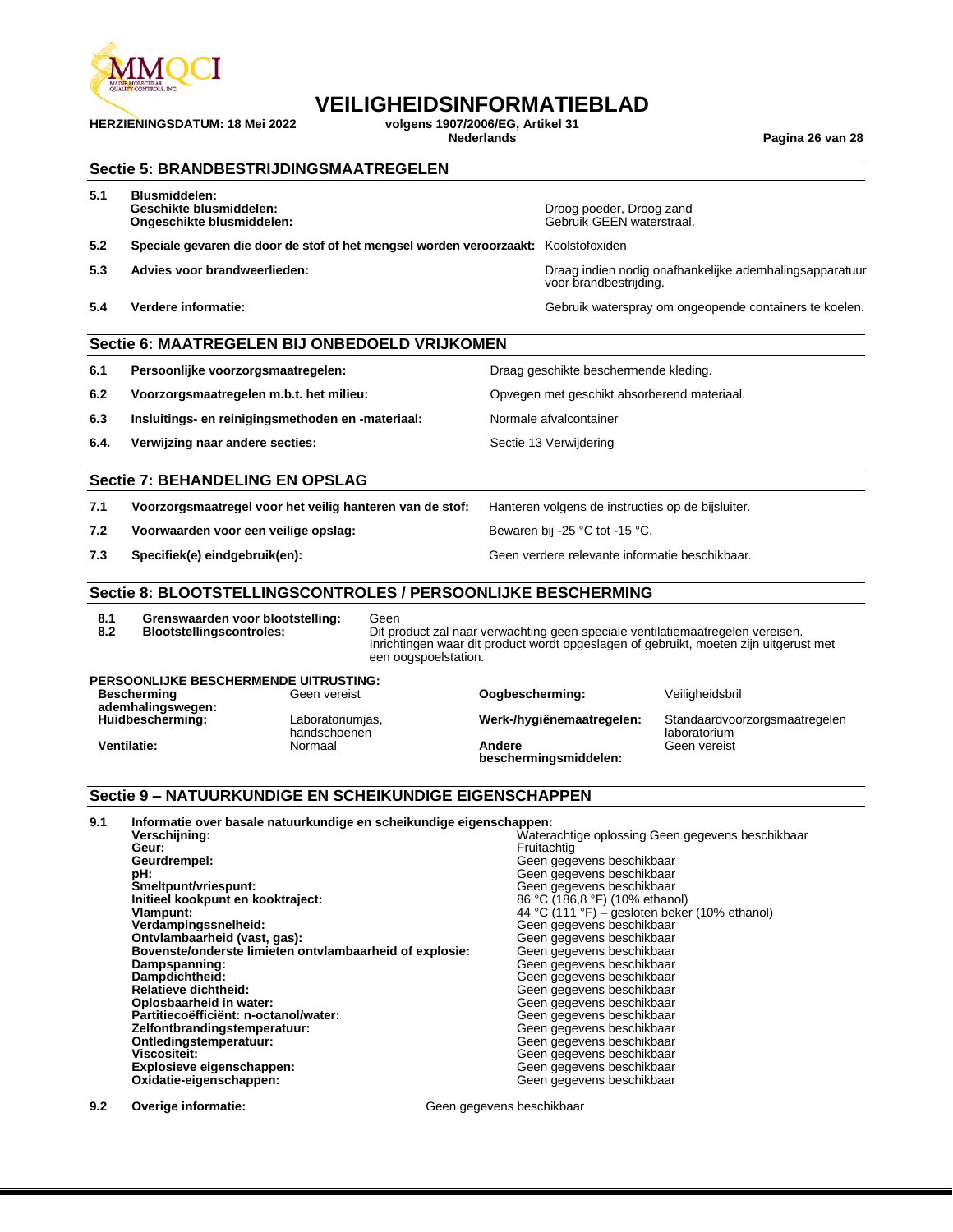# VEILIGHEIDSINFORMATIEBLAD

**HERZIENINGSDATUM: 18 Mei 2022** **volgens 1907/2006/EG, Artikel 31**
**Nederlands**

## Sectie 5: BRANDBESTRIJDINGSMAATREGELEN

| | | |
|---|---|---|
| **5.1** | **Blusmiddelen:** | |
| | **Geschikte blusmiddelen:** | Droog poeder, Droog zand |
| | **Ongeschikte blusmiddelen:** | Gebruik GEEN waterstraal. |
| **5.2** | **Speciale gevaren die door de stof of het mengsel worden veroorzaakt:** | Koolstofoxiden |
| **5.3** | **Advies voor brandweerlieden:** | Draag indien nodig onafhankelijke ademhalingsapparatuur voor brandbestrijding. |
| **5.4** | **Verdere informatie:** | Gebruik waterspray om ongeopende containers te koelen. |

## Sectie 6: MAATREGELEN BIJ ONBEDOELD VRIJKOMEN

| | | |
|---|---|---|
| **6.1** | **Persoonlijke voorzorgsmaatregelen:** | Draag geschikte beschermende kleding. |
| **6.2** | **Voorzorgsmaatregelen m.b.t. het milieu:** | Opvegen met geschikt absorberend materiaal. |
| **6.3** | **Insluitings- en reinigingsmethoden en -materiaal:** | Normale afvalcontainer |
| **6.4.** | **Verwijzing naar andere secties:** | Sectie 13 Verwijdering |

## Sectie 7: BEHANDELING EN OPSLAG

| | | |
|---|---|---|
| **7.1** | **Voorzorgsmaatregel voor het veilig hanteren van de stof:** | Hanteren volgens de instructies op de bijsluiter. |
| **7.2** | **Voorwaarden voor een veilige opslag:** | Bewaren bij -25 °C tot -15 °C. |
| **7.3** | **Specifiek(e) eindgebruik(en):** | Geen verdere relevante informatie beschikbaar. |

## Sectie 8: BLOOTSTELLINGSCONTROLES / PERSOONLIJKE BESCHERMING

| | | |
|---|---|---|
| **8.1** | **Grenswaarden voor blootstelling:** | Geen |
| **8.2** | **Blootstellingscontroles:** | Dit product zal naar verwachting geen speciale ventilatiemaatregelen vereisen. Inrichtingen waar dit product wordt opgeslagen of gebruikt, moeten zijn uitgerust met een oogspoelstation. |

**PERSOONLIJKE BESCHERMENDE UITRUSTING:**

| | | | |
|---|---|---|---|
| **Bescherming ademhalingswegen:** | Geen vereist | **Oogbescherming:** | Veiligheidsbril |
| **Huidbescherming:** | Laboratoriumjas, handschoenen | **Werk-/hygiënemaatregelen:** | Standaardvoorzorgsmaatregelen laboratorium |
| **Ventilatie:** | Normaal | **Andere beschermingsmiddelen:** | Geen vereist |

## Sectie 9 – NATUURKUNDIGE EN SCHEIKUNDIGE EIGENSCHAPPEN

**9.1 Informatie over basale natuurkundige en scheikundige eigenschappen:**

| | |
|---|---|
| **Verschijning:** | Waterachtige oplossing Geen gegevens beschikbaar |
| **Geur:** | Fruitachtig |
| **Geurdrempel:** | Geen gegevens beschikbaar |
| **pH:** | Geen gegevens beschikbaar |
| **Smeltpunt/vriespunt:** | Geen gegevens beschikbaar |
| **Initieel kookpunt en kooktraject:** | 86 °C (186,8 °F) (10% ethanol) |
| **Vlampunt:** | 44 °C (111 °F) – gesloten beker (10% ethanol) |
| **Verdampingssnelheid:** | Geen gegevens beschikbaar |
| **Ontvlambaarheid (vast, gas):** | Geen gegevens beschikbaar |
| **Bovenste/onderste limieten ontvlambaarheid of explosie:** | Geen gegevens beschikbaar |
| **Dampspanning:** | Geen gegevens beschikbaar |
| **Dampdichtheid:** | Geen gegevens beschikbaar |
| **Relatieve dichtheid:** | Geen gegevens beschikbaar |
| **Oplosbaarheid in water:** | Geen gegevens beschikbaar |
| **Partitiecoëfficiënt: n-octanol/water:** | Geen gegevens beschikbaar |
| **Zelfontbrandingstemperatuur:** | Geen gegevens beschikbaar |
| **Ontledingstemperatuur:** | Geen gegevens beschikbaar |
| **Viscositeit:** | Geen gegevens beschikbaar |
| **Explosieve eigenschappen:** | Geen gegevens beschikbaar |
| **Oxidatie-eigenschappen:** | Geen gegevens beschikbaar |

**9.2 Overige informatie:** Geen gegevens beschikbaar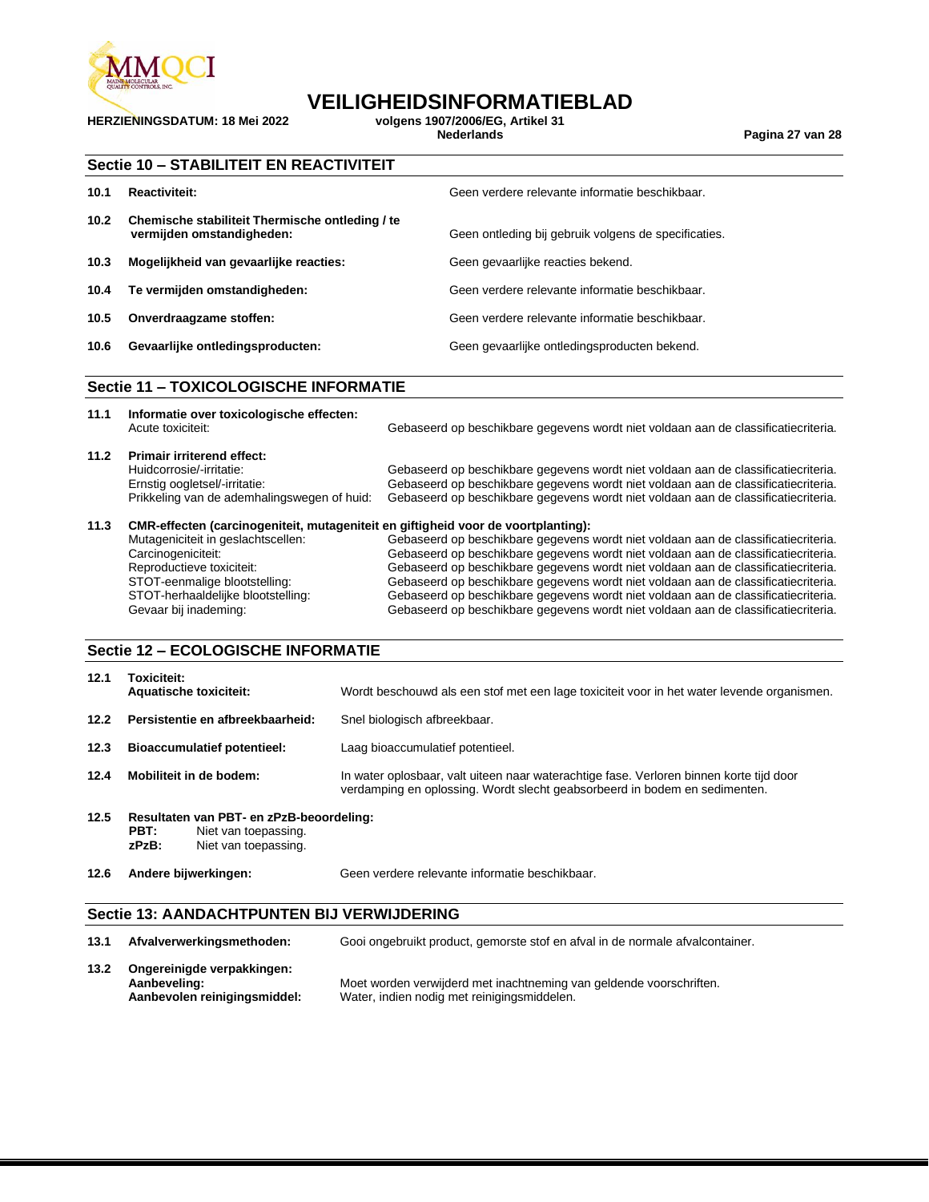## Sectie 10 – STABILITEIT EN REACTIVITEIT

| | | |
|---|---|---|
| **10.1** | **Reactiviteit:** | Geen verdere relevante informatie beschikbaar. |
| **10.2** | **Chemische stabiliteit Thermische ontleding / te vermijden omstandigheden:** | Geen ontleding bij gebruik volgens de specificaties. |
| **10.3** | **Mogelijkheid van gevaarlijke reacties:** | Geen gevaarlijke reacties bekend. |
| **10.4** | **Te vermijden omstandigheden:** | Geen verdere relevante informatie beschikbaar. |
| **10.5** | **Onverdraagzame stoffen:** | Geen verdere relevante informatie beschikbaar. |
| **10.6** | **Gevaarlijke ontledingsproducten:** | Geen gevaarlijke ontledingsproducten bekend. |

## Sectie 11 – TOXICOLOGISCHE INFORMATIE

**11.1 Informatie over toxicologische effecten:**

| | |
|---|---|
| Acute toxiciteit: | Gebaseerd op beschikbare gegevens wordt niet voldaan aan de classificatiecriteria. |

**11.2 Primair irriterend effect:**

| | |
|---|---|
| Huidcorrosie/-irritatie: | Gebaseerd op beschikbare gegevens wordt niet voldaan aan de classificatiecriteria. |
| Ernstig oogletsel/-irritatie: | Gebaseerd op beschikbare gegevens wordt niet voldaan aan de classificatiecriteria. |
| Prikkeling van de ademhalingswegen of huid: | Gebaseerd op beschikbare gegevens wordt niet voldaan aan de classificatiecriteria. |

**11.3 CMR-effecten (carcinogeniteit, mutageniteit en giftigheid voor de voortplanting):**

| | |
|---|---|
| Mutageniciteit in geslachtscellen: | Gebaseerd op beschikbare gegevens wordt niet voldaan aan de classificatiecriteria. |
| Carcinogeniciteit: | Gebaseerd op beschikbare gegevens wordt niet voldaan aan de classificatiecriteria. |
| Reproductieve toxiciteit: | Gebaseerd op beschikbare gegevens wordt niet voldaan aan de classificatiecriteria. |
| STOT-eenmalige blootstelling: | Gebaseerd op beschikbare gegevens wordt niet voldaan aan de classificatiecriteria. |
| STOT-herhaaldelijke blootstelling: | Gebaseerd op beschikbare gegevens wordt niet voldaan aan de classificatiecriteria. |
| Gevaar bij inademing: | Gebaseerd op beschikbare gegevens wordt niet voldaan aan de classificatiecriteria. |

## Sectie 12 – ECOLOGISCHE INFORMATIE

**12.1 Toxiciteit:**

| | |
|---|---|
| **Aquatische toxiciteit:** | Wordt beschouwd als een stof met een lage toxiciteit voor in het water levende organismen. |

| | | |
|---|---|---|
| **12.2** | **Persistentie en afbreekbaarheid:** | Snel biologisch afbreekbaar. |
| **12.3** | **Bioaccumulatief potentieel:** | Laag bioaccumulatief potentieel. |
| **12.4** | **Mobiliteit in de bodem:** | In water oplosbaar, valt uiteen naar waterachtige fase. Verloren binnen korte tijd door verdamping en oplossing. Wordt slecht geabsorbeerd in bodem en sedimenten. |

**12.5 Resultaten van PBT- en zPzB-beoordeling:**

**PBT:** Niet van toepassing.
**zPzB:** Niet van toepassing.

| | | |
|---|---|---|
| **12.6** | **Andere bijwerkingen:** | Geen verdere relevante informatie beschikbaar. |

## Sectie 13: AANDACHTPUNTEN BIJ VERWIJDERING

| | | |
|---|---|---|
| **13.1** | **Afvalverwerkingsmethoden:** | Gooi ongebruikt product, gemorste stof en afval in de normale afvalcontainer. |

**13.2 Ongereinigde verpakkingen:**

| | |
|---|---|
| **Aanbeveling:** | Moet worden verwijderd met inachtneming van geldende voorschriften. |
| **Aanbevolen reinigingsmiddel:** | Water, indien nodig met reinigingsmiddelen. |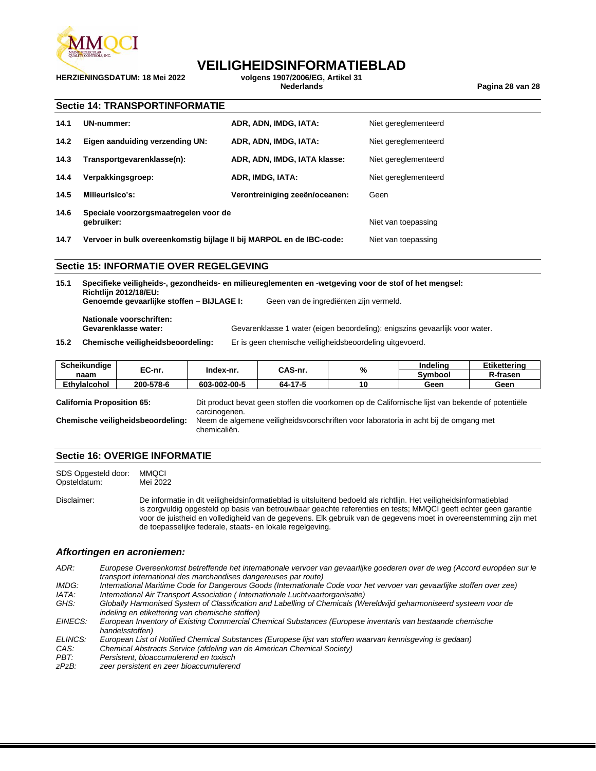## Sectie 14: TRANSPORTINFORMATIE

| | | | |
|---|---|---|---|
| **14.1** | **UN-nummer:** | **ADR, ADN, IMDG, IATA:** | Niet gereglementeerd |
| **14.2** | **Eigen aanduiding verzending UN:** | **ADR, ADN, IMDG, IATA:** | Niet gereglementeerd |
| **14.3** | **Transportgevarenklasse(n):** | **ADR, ADN, IMDG, IATA klasse:** | Niet gereglementeerd |
| **14.4** | **Verpakkingsgroep:** | **ADR, IMDG, IATA:** | Niet gereglementeerd |
| **14.5** | **Milieurisico's:** | **Verontreiniging zeeën/oceanen:** | Geen |
| **14.6** | **Speciale voorzorgsmaatregelen voor de gebruiker:** | | Niet van toepassing |
| **14.7** | **Vervoer in bulk overeenkomstig bijlage II bij MARPOL en de IBC-code:** | | Niet van toepassing |

## Sectie 15: INFORMATIE OVER REGELGEVING

**15.1 Specifieke veiligheids-, gezondheids- en milieureglementen en -wetgeving voor de stof of het mengsel:**
**Richtlijn 2012/18/EU:**
**Genoemde gevaarlijke stoffen – BIJLAGE I:** Geen van de ingrediënten zijn vermeld.

**Nationale voorschriften:**
**Gevarenklasse water:** Gevarenklasse 1 water (eigen beoordeling): enigszins gevaarlijk voor water.

**15.2 Chemische veiligheidsbeoordeling:** Er is geen chemische veiligheidsbeoordeling uitgevoerd.

| Scheikundige naam | EC-nr. | Index-nr. | CAS-nr. | % | Indeling Symbool | Etikettering R-frasen |
|---|---|---|---|---|---|---|
| **Ethylalcohol** | **200-578-6** | **603-002-00-5** | **64-17-5** | **10** | **Geen** | **Geen** |

**California Proposition 65:** Dit product bevat geen stoffen die voorkomen op de Californische lijst van bekende of potentiële carcinogenen.

**Chemische veiligheidsbeoordeling:** Neem de algemene veiligheidsvoorschriften voor laboratoria in acht bij de omgang met chemicaliën.

## Sectie 16: OVERIGE INFORMATIE

SDS Opgesteld door: MMQCI
Opsteldatum: Mei 2022

Disclaimer: De informatie in dit veiligheidsinformatieblad is uitsluitend bedoeld als richtlijn. Het veiligheidsinformatieblad is zorgvuldig opgesteld op basis van betrouwbaar geachte referenties en tests; MMQCI geeft echter geen garantie voor de juistheid en volledigheid van de gegevens. Elk gebruik van de gegevens moet in overeenstemming zijn met de toepasselijke federale, staats- en lokale regelgeving.

### *Afkortingen en acroniemen:*

*ADR:* *Europese Overeenkomst betreffende het internationale vervoer van gevaarlijke goederen over de weg (Accord européen sur le transport international des marchandises dangereuses par route)*
*IMDG:* *International Maritime Code for Dangerous Goods (Internationale Code voor het vervoer van gevaarlijke stoffen over zee)*
*IATA:* *International Air Transport Association ( Internationale Luchtvaartorganisatie)*
*GHS:* *Globally Harmonised System of Classification and Labelling of Chemicals (Wereldwijd geharmoniseerd systeem voor de indeling en etikettering van chemische stoffen)*
*EINECS:* *European Inventory of Existing Commercial Chemical Substances (Europese inventaris van bestaande chemische handelsstoffen)*
*ELINCS:* *European List of Notified Chemical Substances (Europese lijst van stoffen waarvan kennisgeving is gedaan)*
*CAS:* *Chemical Abstracts Service (afdeling van de American Chemical Society)*
*PBT:* *Persistent, bioaccumulerend en toxisch*
*zPzB:* *zeer persistent en zeer bioaccumulerend*